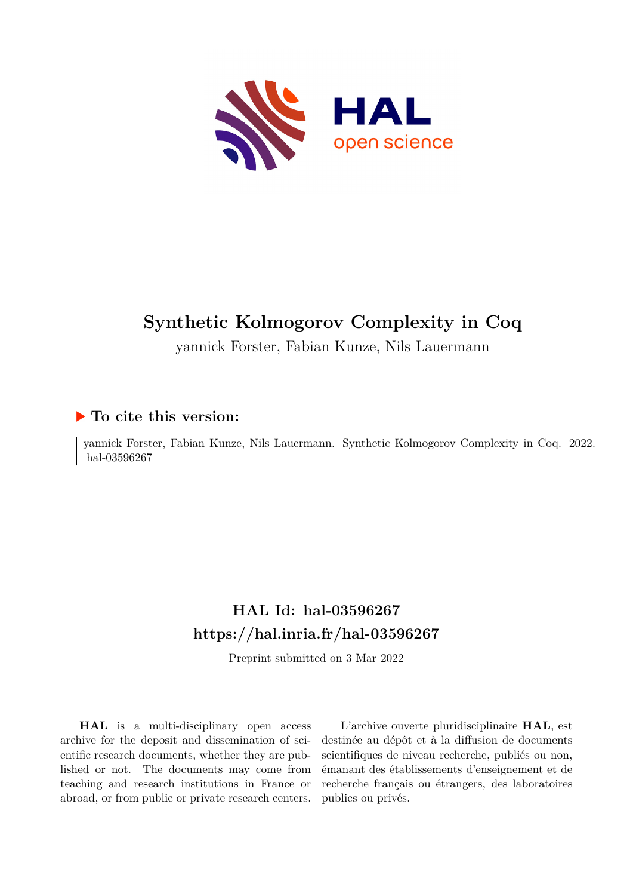# Synthetic Kolmogorov Complexity in Coq

yannick Forster, Fabian Kunze, Nils Lauermann

## ▶ To cite this version:

yannick Forster, Fabian Kunze, Nils Lauermann. Synthetic Kolmogorov Complexity in Coq. 2022. hal-03596267

## HAL Id: hal-03596267
## https://hal.inria.fr/hal-03596267

Preprint submitted on 3 Mar 2022

**HAL** is a multi-disciplinary open access archive for the deposit and dissemination of scientific research documents, whether they are published or not. The documents may come from teaching and research institutions in France or abroad, or from public or private research centers.

L'archive ouverte pluridisciplinaire **HAL**, est destinée au dépôt et à la diffusion de documents scientifiques de niveau recherche, publiés ou non, émanant des établissements d'enseignement et de recherche français ou étrangers, des laboratoires publics ou privés.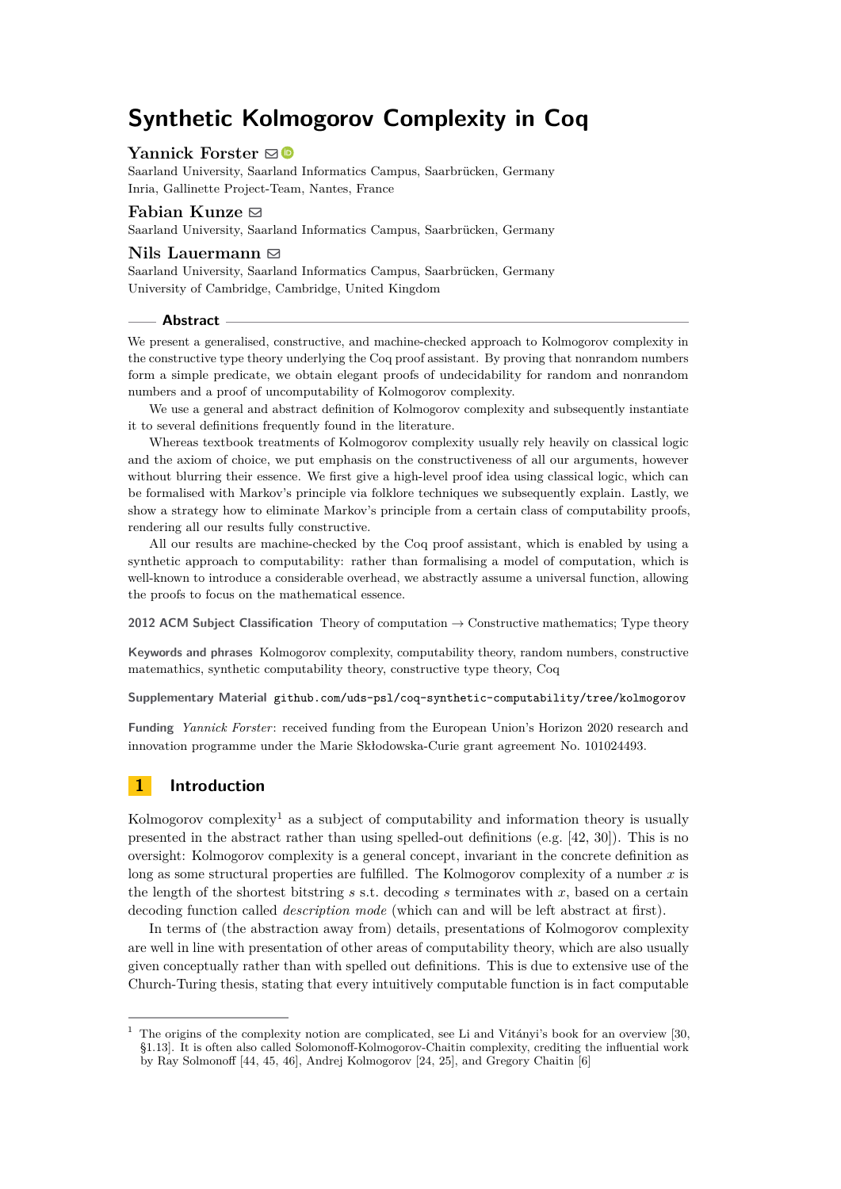# Synthetic Kolmogorov Complexity in Coq

**Yannick Forster**
Saarland University, Saarland Informatics Campus, Saarbrücken, Germany
Inria, Gallinette Project-Team, Nantes, France

**Fabian Kunze**
Saarland University, Saarland Informatics Campus, Saarbrücken, Germany

**Nils Lauermann**
Saarland University, Saarland Informatics Campus, Saarbrücken, Germany
University of Cambridge, Cambridge, United Kingdom

## Abstract

We present a generalised, constructive, and machine-checked approach to Kolmogorov complexity in the constructive type theory underlying the Coq proof assistant. By proving that nonrandom numbers form a simple predicate, we obtain elegant proofs of undecidability for random and nonrandom numbers and a proof of uncomputability of Kolmogorov complexity.

We use a general and abstract definition of Kolmogorov complexity and subsequently instantiate it to several definitions frequently found in the literature.

Whereas textbook treatments of Kolmogorov complexity usually rely heavily on classical logic and the axiom of choice, we put emphasis on the constructiveness of all our arguments, however without blurring their essence. We first give a high-level proof idea using classical logic, which can be formalised with Markov's principle via folklore techniques we subsequently explain. Lastly, we show a strategy how to eliminate Markov's principle from a certain class of computability proofs, rendering all our results fully constructive.

All our results are machine-checked by the Coq proof assistant, which is enabled by using a synthetic approach to computability: rather than formalising a model of computation, which is well-known to introduce a considerable overhead, we abstractly assume a universal function, allowing the proofs to focus on the mathematical essence.

**2012 ACM Subject Classification** Theory of computation → Constructive mathematics; Type theory

**Keywords and phrases** Kolmogorov complexity, computability theory, random numbers, constructive matemathics, synthetic computability theory, constructive type theory, Coq

**Supplementary Material** github.com/uds-psl/coq-synthetic-computability/tree/kolmogorov

**Funding** *Yannick Forster*: received funding from the European Union's Horizon 2020 research and innovation programme under the Marie Skłodowska-Curie grant agreement No. 101024493.

## 1 Introduction

Kolmogorov complexity[1] as a subject of computability and information theory is usually presented in the abstract rather than using spelled-out definitions (e.g. [42, 30]). This is no oversight: Kolmogorov complexity is a general concept, invariant in the concrete definition as long as some structural properties are fulfilled. The Kolmogorov complexity of a number $x$ is the length of the shortest bitstring $s$ s.t. decoding $s$ terminates with $x$, based on a certain decoding function called *description mode* (which can and will be left abstract at first).

In terms of (the abstraction away from) details, presentations of Kolmogorov complexity are well in line with presentation of other areas of computability theory, which are also usually given conceptually rather than with spelled out definitions. This is due to extensive use of the Church-Turing thesis, stating that every intuitively computable function is in fact computable

[1] The origins of the complexity notion are complicated, see Li and Vitányi's book for an overview [30, §1.13]. It is often also called Solomonoff-Kolmogorov-Chaitin complexity, crediting the influential work by Ray Solomonoff [44, 45, 46], Andrej Kolmogorov [24, 25], and Gregory Chaitin [6]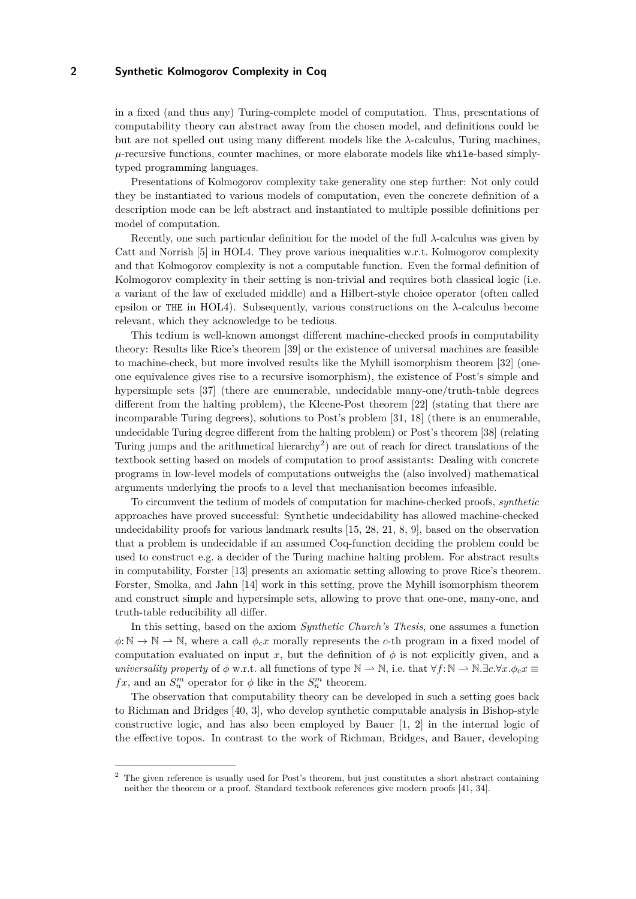in a fixed (and thus any) Turing-complete model of computation. Thus, presentations of computability theory can abstract away from the chosen model, and definitions could be but are not spelled out using many different models like the $\lambda$-calculus, Turing machines, $\mu$-recursive functions, counter machines, or more elaborate models like `while`-based simply-typed programming languages.

Presentations of Kolmogorov complexity take generality one step further: Not only could they be instantiated to various models of computation, even the concrete definition of a description mode can be left abstract and instantiated to multiple possible definitions per model of computation.

Recently, one such particular definition for the model of the full $\lambda$-calculus was given by Catt and Norrish [5] in HOL4. They prove various inequalities w.r.t. Kolmogorov complexity and that Kolmogorov complexity is not a computable function. Even the formal definition of Kolmogorov complexity in their setting is non-trivial and requires both classical logic (i.e. a variant of the law of excluded middle) and a Hilbert-style choice operator (often called epsilon or `THE` in HOL4). Subsequently, various constructions on the $\lambda$-calculus become relevant, which they acknowledge to be tedious.

This tedium is well-known amongst different machine-checked proofs in computability theory: Results like Rice's theorem [39] or the existence of universal machines are feasible to machine-check, but more involved results like the Myhill isomorphism theorem [32] (one-one equivalence gives rise to a recursive isomorphism), the existence of Post's simple and hypersimple sets [37] (there are enumerable, undecidable many-one/truth-table degrees different from the halting problem), the Kleene-Post theorem [22] (stating that there are incomparable Turing degrees), solutions to Post's problem [31, 18] (there is an enumerable, undecidable Turing degree different from the halting problem) or Post's theorem [38] (relating Turing jumps and the arithmetical hierarchy[2]) are out of reach for direct translations of the textbook setting based on models of computation to proof assistants: Dealing with concrete programs in low-level models of computations outweighs the (also involved) mathematical arguments underlying the proofs to a level that mechanisation becomes infeasible.

To circumvent the tedium of models of computation for machine-checked proofs, *synthetic* approaches have proved successful: Synthetic undecidability has allowed machine-checked undecidability proofs for various landmark results [15, 28, 21, 8, 9], based on the observation that a problem is undecidable if an assumed Coq-function deciding the problem could be used to construct e.g. a decider of the Turing machine halting problem. For abstract results in computability, Forster [13] presents an axiomatic setting allowing to prove Rice's theorem. Forster, Smolka, and Jahn [14] work in this setting, prove the Myhill isomorphism theorem and construct simple and hypersimple sets, allowing to prove that one-one, many-one, and truth-table reducibility all differ.

In this setting, based on the axiom *Synthetic Church's Thesis*, one assumes a function $\phi\colon \mathbb{N} \to \mathbb{N} \rightharpoonup \mathbb{N}$, where a call $\phi_c x$ morally represents the $c$-th program in a fixed model of computation evaluated on input $x$, but the definition of $\phi$ is not explicitly given, and a *universality property* of $\phi$ w.r.t. all functions of type $\mathbb{N} \rightharpoonup \mathbb{N}$, i.e. that $\forall f\colon \mathbb{N} \rightharpoonup \mathbb{N}. \exists c. \forall x. \phi_c x \equiv f x$, and an $S^m_n$ operator for $\phi$ like in the $S^m_n$ theorem.

The observation that computability theory can be developed in such a setting goes back to Richman and Bridges [40, 3], who develop synthetic computable analysis in Bishop-style constructive logic, and has also been employed by Bauer [1, 2] in the internal logic of the effective topos. In contrast to the work of Richman, Bridges, and Bauer, developing

---

[2] The given reference is usually used for Post's theorem, but just constitutes a short abstract containing neither the theorem or a proof. Standard textbook references give modern proofs [41, 34].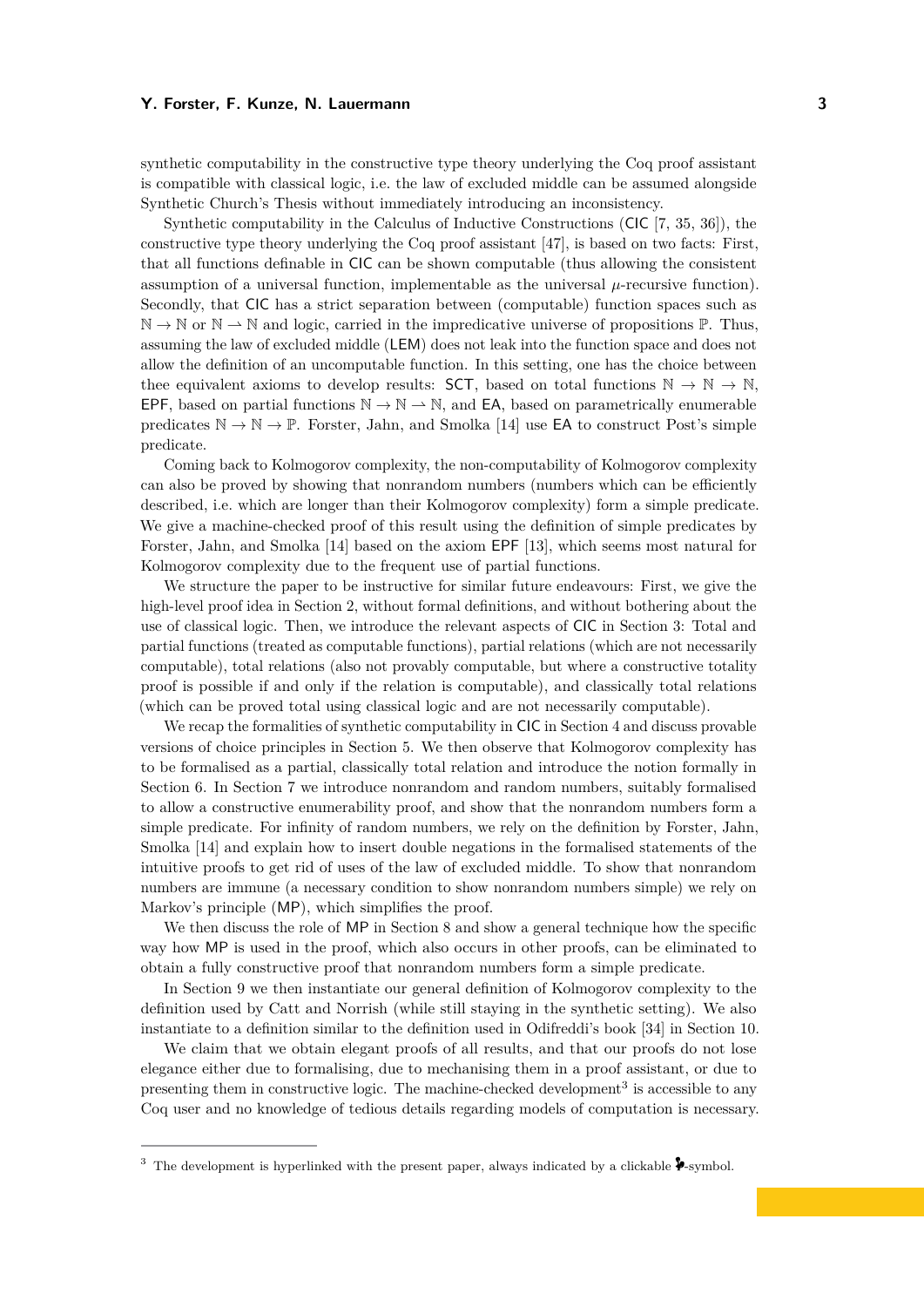synthetic computability in the constructive type theory underlying the Coq proof assistant is compatible with classical logic, i.e. the law of excluded middle can be assumed alongside Synthetic Church's Thesis without immediately introducing an inconsistency.

Synthetic computability in the Calculus of Inductive Constructions (CIC [7, 35, 36]), the constructive type theory underlying the Coq proof assistant [47], is based on two facts: First, that all functions definable in CIC can be shown computable (thus allowing the consistent assumption of a universal function, implementable as the universal $\mu$-recursive function). Secondly, that CIC has a strict separation between (computable) function spaces such as $\mathbb{N} \to \mathbb{N}$ or $\mathbb{N} \rightharpoonup \mathbb{N}$ and logic, carried in the impredicative universe of propositions $\mathbb{P}$. Thus, assuming the law of excluded middle (LEM) does not leak into the function space and does not allow the definition of an uncomputable function. In this setting, one has the choice between thee equivalent axioms to develop results: SCT, based on total functions $\mathbb{N} \to \mathbb{N} \to \mathbb{N}$, EPF, based on partial functions $\mathbb{N} \to \mathbb{N} \rightharpoonup \mathbb{N}$, and EA, based on parametrically enumerable predicates $\mathbb{N} \to \mathbb{N} \to \mathbb{P}$. Forster, Jahn, and Smolka [14] use EA to construct Post's simple predicate.

Coming back to Kolmogorov complexity, the non-computability of Kolmogorov complexity can also be proved by showing that nonrandom numbers (numbers which can be efficiently described, i.e. which are longer than their Kolmogorov complexity) form a simple predicate. We give a machine-checked proof of this result using the definition of simple predicates by Forster, Jahn, and Smolka [14] based on the axiom EPF [13], which seems most natural for Kolmogorov complexity due to the frequent use of partial functions.

We structure the paper to be instructive for similar future endeavours: First, we give the high-level proof idea in Section 2, without formal definitions, and without bothering about the use of classical logic. Then, we introduce the relevant aspects of CIC in Section 3: Total and partial functions (treated as computable functions), partial relations (which are not necessarily computable), total relations (also not provably computable, but where a constructive totality proof is possible if and only if the relation is computable), and classically total relations (which can be proved total using classical logic and are not necessarily computable).

We recap the formalities of synthetic computability in CIC in Section 4 and discuss provable versions of choice principles in Section 5. We then observe that Kolmogorov complexity has to be formalised as a partial, classically total relation and introduce the notion formally in Section 6. In Section 7 we introduce nonrandom and random numbers, suitably formalised to allow a constructive enumerability proof, and show that the nonrandom numbers form a simple predicate. For infinity of random numbers, we rely on the definition by Forster, Jahn, Smolka [14] and explain how to insert double negations in the formalised statements of the intuitive proofs to get rid of uses of the law of excluded middle. To show that nonrandom numbers are immune (a necessary condition to show nonrandom numbers simple) we rely on Markov's principle (MP), which simplifies the proof.

We then discuss the role of MP in Section 8 and show a general technique how the specific way how MP is used in the proof, which also occurs in other proofs, can be eliminated to obtain a fully constructive proof that nonrandom numbers form a simple predicate.

In Section 9 we then instantiate our general definition of Kolmogorov complexity to the definition used by Catt and Norrish (while still staying in the synthetic setting). We also instantiate to a definition similar to the definition used in Odifreddi's book [34] in Section 10.

We claim that we obtain elegant proofs of all results, and that our proofs do not lose elegance either due to formalising, due to mechanising them in a proof assistant, or due to presenting them in constructive logic. The machine-checked development[3] is accessible to any Coq user and no knowledge of tedious details regarding models of computation is necessary.

[3] The development is hyperlinked with the present paper, always indicated by a clickable 🐓-symbol.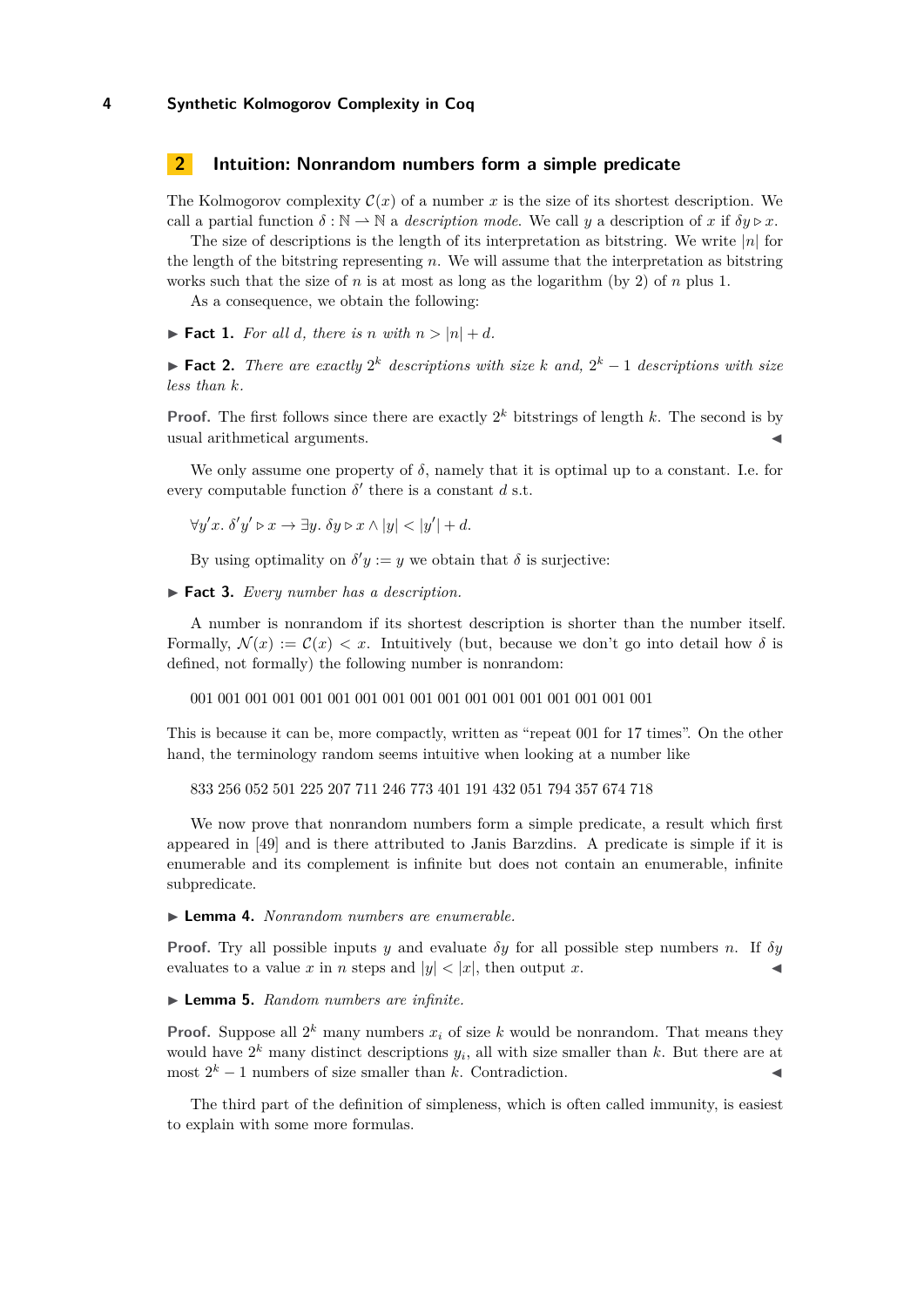## 2 Intuition: Nonrandom numbers form a simple predicate

The Kolmogorov complexity $\mathcal{C}(x)$ of a number $x$ is the size of its shortest description. We call a partial function $\delta : \mathbb{N} \rightharpoonup \mathbb{N}$ a *description mode*. We call $y$ a description of $x$ if $\delta y \triangleright x$.

The size of descriptions is the length of its interpretation as bitstring. We write $|n|$ for the length of the bitstring representing $n$. We will assume that the interpretation as bitstring works such that the size of $n$ is at most as long as the logarithm (by 2) of $n$ plus 1.

As a consequence, we obtain the following:

▶ **Fact 1.** *For all $d$, there is $n$ with $n > |n| + d$.*

▶ **Fact 2.** *There are exactly $2^k$ descriptions with size $k$ and, $2^k - 1$ descriptions with size less than $k$.*

**Proof.** The first follows since there are exactly $2^k$ bitstrings of length $k$. The second is by usual arithmetical arguments. ◀

We only assume one property of $\delta$, namely that it is optimal up to a constant. I.e. for every computable function $\delta'$ there is a constant $d$ s.t.

$$\forall y' x.\ \delta' y' \triangleright x \rightarrow \exists y.\ \delta y \triangleright x \wedge |y| < |y'| + d.$$

By using optimality on $\delta' y := y$ we obtain that $\delta$ is surjective:

▶ **Fact 3.** *Every number has a description.*

A number is nonrandom if its shortest description is shorter than the number itself. Formally, $\mathcal{N}(x) := \mathcal{C}(x) < x$. Intuitively (but, because we don't go into detail how $\delta$ is defined, not formally) the following number is nonrandom:

001 001 001 001 001 001 001 001 001 001 001 001 001 001 001 001 001

This is because it can be, more compactly, written as "repeat 001 for 17 times". On the other hand, the terminology random seems intuitive when looking at a number like

833 256 052 501 225 207 711 246 773 401 191 432 051 794 357 674 718

We now prove that nonrandom numbers form a simple predicate, a result which first appeared in [49] and is there attributed to Janis Barzdins. A predicate is simple if it is enumerable and its complement is infinite but does not contain an enumerable, infinite subpredicate.

▶ **Lemma 4.** *Nonrandom numbers are enumerable.*

**Proof.** Try all possible inputs $y$ and evaluate $\delta y$ for all possible step numbers $n$. If $\delta y$ evaluates to a value $x$ in $n$ steps and $|y| < |x|$, then output $x$. ◀

▶ **Lemma 5.** *Random numbers are infinite.*

**Proof.** Suppose all $2^k$ many numbers $x_i$ of size $k$ would be nonrandom. That means they would have $2^k$ many distinct descriptions $y_i$, all with size smaller than $k$. But there are at most $2^k - 1$ numbers of size smaller than $k$. Contradiction. ◀

The third part of the definition of simpleness, which is often called immunity, is easiest to explain with some more formulas.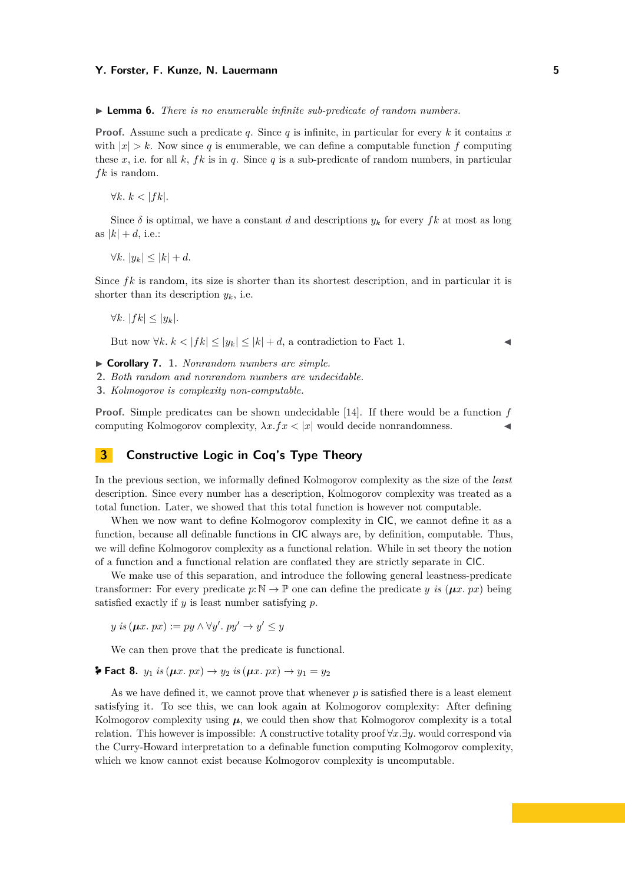▶ **Lemma 6.** *There is no enumerable infinite sub-predicate of random numbers.*

**Proof.** Assume such a predicate $q$. Since $q$ is infinite, in particular for every $k$ it contains $x$ with $|x| > k$. Now since $q$ is enumerable, we can define a computable function $f$ computing these $x$, i.e. for all $k$, $fk$ is in $q$. Since $q$ is a sub-predicate of random numbers, in particular $fk$ is random.

$$\forall k.\ k < |fk|.$$

Since $\delta$ is optimal, we have a constant $d$ and descriptions $y_k$ for every $fk$ at most as long as $|k| + d$, i.e.:

$$\forall k.\ |y_k| \leq |k| + d.$$

Since $fk$ is random, its size is shorter than its shortest description, and in particular it is shorter than its description $y_k$, i.e.

$$\forall k.\ |fk| \leq |y_k|.$$

But now $\forall k.\ k < |fk| \leq |y_k| \leq |k| + d$, a contradiction to Fact 1. ◀

▶ **Corollary 7.**
1. *Nonrandom numbers are simple.*
2. *Both random and nonrandom numbers are undecidable.*
3. *Kolmogorov is complexity non-computable.*

**Proof.** Simple predicates can be shown undecidable [14]. If there would be a function $f$ computing Kolmogorov complexity, $\lambda x. fx < |x|$ would decide nonrandomness. ◀

## 3 Constructive Logic in Coq's Type Theory

In the previous section, we informally defined Kolmogorov complexity as the size of the *least* description. Since every number has a description, Kolmogorov complexity was treated as a total function. Later, we showed that this total function is however not computable.

When we now want to define Kolmogorov complexity in CIC, we cannot define it as a function, because all definable functions in CIC always are, by definition, computable. Thus, we will define Kolmogorov complexity as a functional relation. While in set theory the notion of a function and a functional relation are conflated they are strictly separate in CIC.

We make use of this separation, and introduce the following general leastness-predicate transformer: For every predicate $p \colon \mathbb{N} \to \mathbb{P}$ one can define the predicate $y$ *is* $(\boldsymbol{\mu} x.\ px)$ being satisfied exactly if $y$ is least number satisfying $p$.

$$y \text{ is } (\boldsymbol{\mu} x.\ px) := py \wedge \forall y'.\ py' \to y' \leq y$$

We can then prove that the predicate is functional.

**Fact 8.** $y_1$ *is* $(\boldsymbol{\mu} x.\ px) \to y_2$ *is* $(\boldsymbol{\mu} x.\ px) \to y_1 = y_2$

As we have defined it, we cannot prove that whenever $p$ is satisfied there is a least element satisfying it. To see this, we can look again at Kolmogorov complexity: After defining Kolmogorov complexity using $\boldsymbol{\mu}$, we could then show that Kolmogorov complexity is a total relation. This however is impossible: A constructive totality proof $\forall x. \exists y.$ would correspond via the Curry-Howard interpretation to a definable function computing Kolmogorov complexity, which we know cannot exist because Kolmogorov complexity is uncomputable.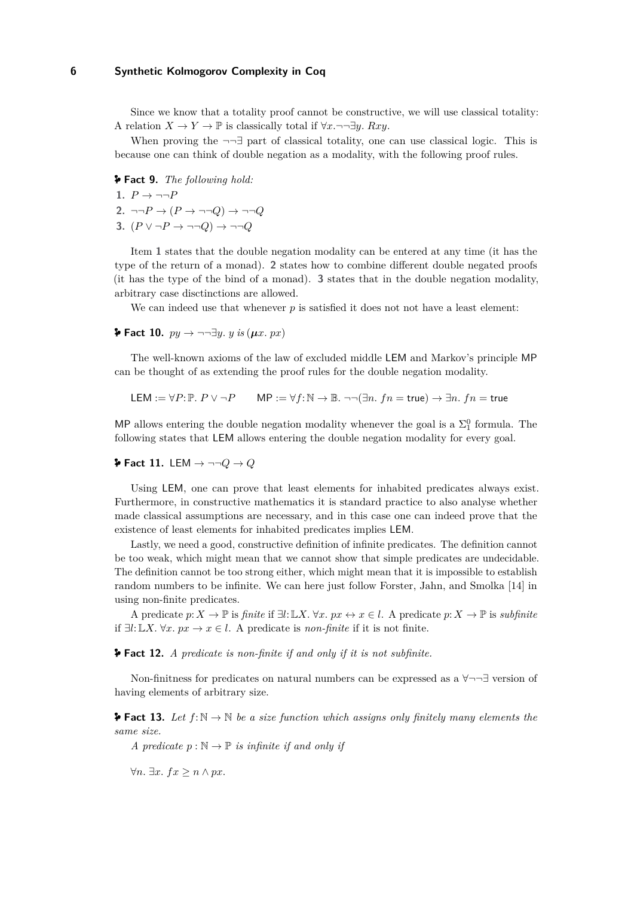Since we know that a totality proof cannot be constructive, we will use classical totality: A relation $X \to Y \to \mathbb{P}$ is classically total if $\forall x. \neg\neg\exists y.\ Rxy$.

When proving the $\neg\neg\exists$ part of classical totality, one can use classical logic. This is because one can think of double negation as a modality, with the following proof rules.

**Fact 9.** *The following hold:*

1. $P \to \neg\neg P$
2. $\neg\neg P \to (P \to \neg\neg Q) \to \neg\neg Q$
3. $(P \lor \neg P \to \neg\neg Q) \to \neg\neg Q$

Item **1** states that the double negation modality can be entered at any time (it has the type of the return of a monad). **2** states how to combine different double negated proofs (it has the type of the bind of a monad). **3** states that in the double negation modality, arbitrary case disctinctions are allowed.

We can indeed use that whenever $p$ is satisfied it does not not have a least element:

**Fact 10.** $py \to \neg\neg\exists y.\ y \text{ } is \text{ } (\boldsymbol{\mu}x.\ px)$

The well-known axioms of the law of excluded middle LEM and Markov's principle MP can be thought of as extending the proof rules for the double negation modality.

$$\mathsf{LEM} := \forall P{:}\mathbb{P}.\ P \lor \neg P \qquad \mathsf{MP} := \forall f{:}\mathbb{N} \to \mathbb{B}.\ \neg\neg(\exists n.\ fn = \mathsf{true}) \to \exists n.\ fn = \mathsf{true}$$

MP allows entering the double negation modality whenever the goal is a $\Sigma^0_1$ formula. The following states that LEM allows entering the double negation modality for every goal.

**Fact 11.** $\mathsf{LEM} \to \neg\neg Q \to Q$

Using LEM, one can prove that least elements for inhabited predicates always exist. Furthermore, in constructive mathematics it is standard practice to also analyse whether made classical assumptions are necessary, and in this case one can indeed prove that the existence of least elements for inhabited predicates implies LEM.

Lastly, we need a good, constructive definition of infinite predicates. The definition cannot be too weak, which might mean that we cannot show that simple predicates are undecidable. The definition cannot be too strong either, which might mean that it is impossible to establish random numbers to be infinite. We can here just follow Forster, Jahn, and Smolka [14] in using non-finite predicates.

A predicate $p{:}\,X \to \mathbb{P}$ is *finite* if $\exists l{:}\,\mathbb{L}X.\ \forall x.\ px \leftrightarrow x \in l$. A predicate $p{:}\,X \to \mathbb{P}$ is *subfinite* if $\exists l{:}\,\mathbb{L}X.\ \forall x.\ px \to x \in l$. A predicate is *non-finite* if it is not finite.

**Fact 12.** *A predicate is non-finite if and only if it is not subfinite.*

Non-finitness for predicates on natural numbers can be expressed as a $\forall\neg\neg\exists$ version of having elements of arbitrary size.

**Fact 13.** *Let $f{:}\,\mathbb{N} \to \mathbb{N}$ be a size function which assigns only finitely many elements the same size.*

*A predicate $p : \mathbb{N} \to \mathbb{P}$ is infinite if and only if*

$\forall n.\ \exists x.\ fx \geq n \land px.$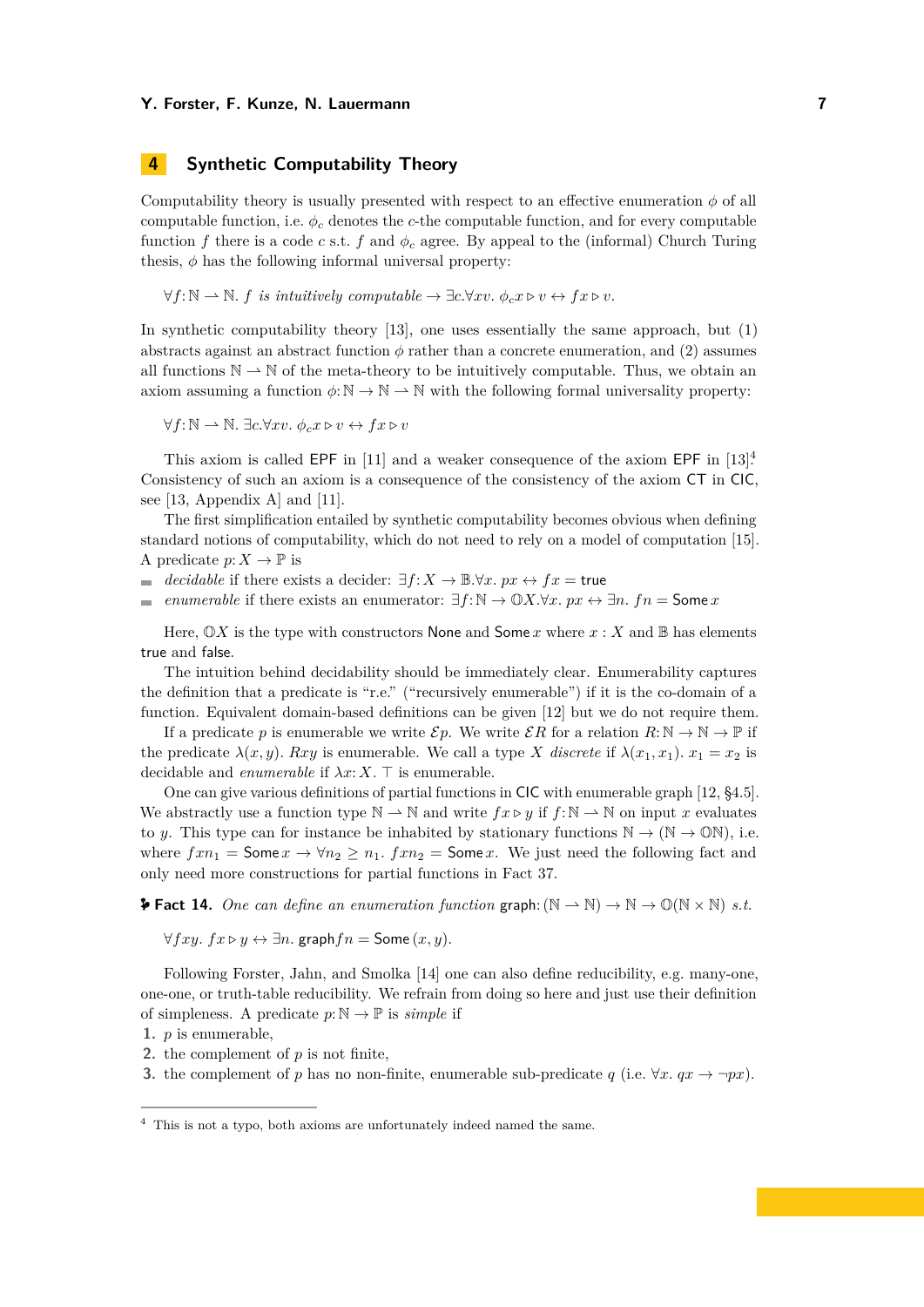## 4 Synthetic Computability Theory

Computability theory is usually presented with respect to an effective enumeration $\phi$ of all computable function, i.e. $\phi_c$ denotes the $c$-the computable function, and for every computable function $f$ there is a code $c$ s.t. $f$ and $\phi_c$ agree. By appeal to the (informal) Church Turing thesis, $\phi$ has the following informal universal property:

$$\forall f\colon \mathbb{N} \rightharpoonup \mathbb{N}.\ f \textit{ is intuitively computable} \to \exists c. \forall x v.\ \phi_c x \triangleright v \leftrightarrow f x \triangleright v.$$

In synthetic computability theory [13], one uses essentially the same approach, but (1) abstracts against an abstract function $\phi$ rather than a concrete enumeration, and (2) assumes all functions $\mathbb{N} \rightharpoonup \mathbb{N}$ of the meta-theory to be intuitively computable. Thus, we obtain an axiom assuming a function $\phi\colon \mathbb{N} \to \mathbb{N} \rightharpoonup \mathbb{N}$ with the following formal universality property:

$$\forall f\colon \mathbb{N} \rightharpoonup \mathbb{N}.\ \exists c. \forall x v.\ \phi_c x \triangleright v \leftrightarrow f x \triangleright v$$

This axiom is called EPF in [11] and a weaker consequence of the axiom EPF in [13].[4] Consistency of such an axiom is a consequence of the consistency of the axiom CT in CIC, see [13, Appendix A] and [11].

The first simplification entailed by synthetic computability becomes obvious when defining standard notions of computability, which do not need to rely on a model of computation [15]. A predicate $p\colon X \to \mathbb{P}$ is

- *decidable* if there exists a decider: $\exists f\colon X \to \mathbb{B}. \forall x.\ p x \leftrightarrow f x = \mathsf{true}$
- *enumerable* if there exists an enumerator: $\exists f\colon \mathbb{N} \to \mathbb{O}X. \forall x.\ p x \leftrightarrow \exists n.\ f n = \mathsf{Some}\, x$

Here, $\mathbb{O}X$ is the type with constructors $\mathsf{None}$ and $\mathsf{Some}\, x$ where $x : X$ and $\mathbb{B}$ has elements $\mathsf{true}$ and $\mathsf{false}$.

The intuition behind decidability should be immediately clear. Enumerability captures the definition that a predicate is "r.e." ("recursively enumerable") if it is the co-domain of a function. Equivalent domain-based definitions can be given [12] but we do not require them.

If a predicate $p$ is enumerable we write $\mathcal{E}p$. We write $\mathcal{E}R$ for a relation $R\colon \mathbb{N} \to \mathbb{N} \to \mathbb{P}$ if the predicate $\lambda(x, y).\ Rxy$ is enumerable. We call a type $X$ *discrete* if $\lambda(x_1, x_1).\ x_1 = x_2$ is decidable and *enumerable* if $\lambda x\colon X.\ \top$ is enumerable.

One can give various definitions of partial functions in CIC with enumerable graph [12, §4.5]. We abstractly use a function type $\mathbb{N} \rightharpoonup \mathbb{N}$ and write $f x \triangleright y$ if $f\colon \mathbb{N} \rightharpoonup \mathbb{N}$ on input $x$ evaluates to $y$. This type can for instance be inhabited by stationary functions $\mathbb{N} \to (\mathbb{N} \to \mathbb{O}\mathbb{N})$, i.e. where $f x n_1 = \mathsf{Some}\, x \to \forall n_2 \geq n_1.\ f x n_2 = \mathsf{Some}\, x$. We just need the following fact and only need more constructions for partial functions in Fact 37.

**Fact 14.** *One can define an enumeration function* $\mathsf{graph}\colon (\mathbb{N} \rightharpoonup \mathbb{N}) \to \mathbb{N} \to \mathbb{O}(\mathbb{N} \times \mathbb{N})$ *s.t.*

$$\forall f x y.\ f x \triangleright y \leftrightarrow \exists n.\ \mathsf{graph}\, f n = \mathsf{Some}\,(x, y).$$

Following Forster, Jahn, and Smolka [14] one can also define reducibility, e.g. many-one, one-one, or truth-table reducibility. We refrain from doing so here and just use their definition of simpleness. A predicate $p\colon \mathbb{N} \to \mathbb{P}$ is *simple* if

1. $p$ is enumerable,
2. the complement of $p$ is not finite,
3. the complement of $p$ has no non-finite, enumerable sub-predicate $q$ (i.e. $\forall x.\ q x \to \neg p x$).

[4] This is not a typo, both axioms are unfortunately indeed named the same.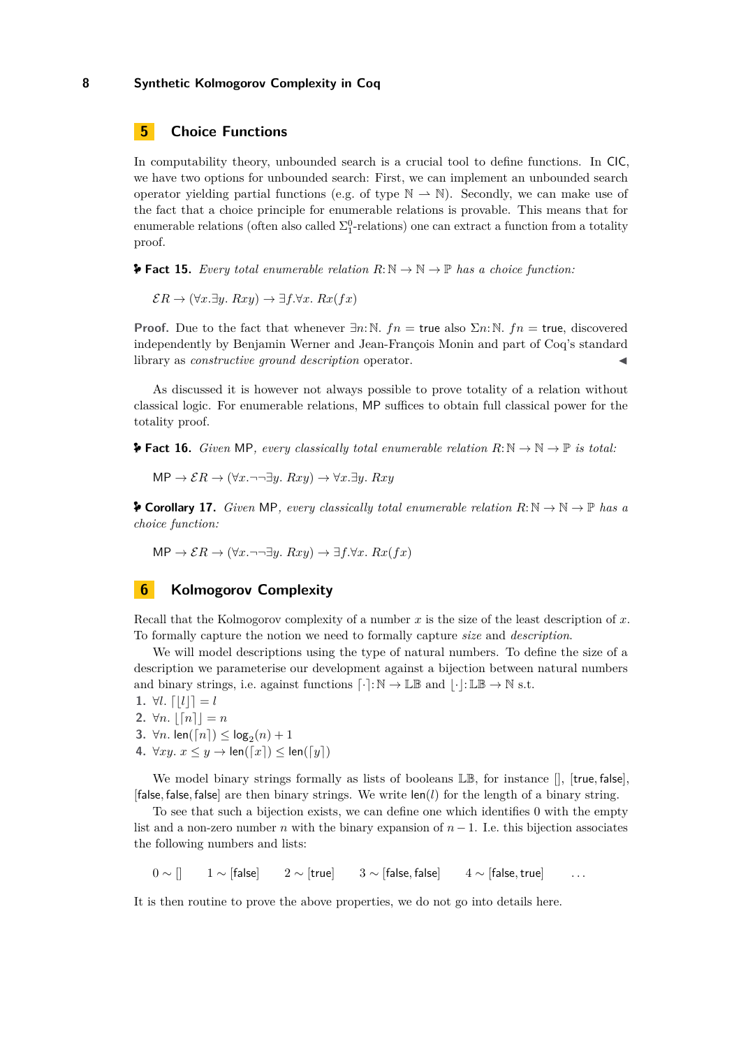## 5 Choice Functions

In computability theory, unbounded search is a crucial tool to define functions. In CIC, we have two options for unbounded search: First, we can implement an unbounded search operator yielding partial functions (e.g. of type $\mathbb{N} \rightharpoonup \mathbb{N}$). Secondly, we can make use of the fact that a choice principle for enumerable relations is provable. This means that for enumerable relations (often also called $\Sigma^0_1$-relations) one can extract a function from a totality proof.

**Fact 15.** *Every total enumerable relation* $R : \mathbb{N} \to \mathbb{N} \to \mathbb{P}$ *has a choice function:*

$$\mathcal{E}R \to (\forall x.\exists y.\ Rxy) \to \exists f.\forall x.\ Rx(fx)$$

**Proof.** Due to the fact that whenever $\exists n{:}\mathbb{N}.\ fn = \mathsf{true}$ also $\Sigma n{:}\mathbb{N}.\ fn = \mathsf{true}$, discovered independently by Benjamin Werner and Jean-François Monin and part of Coq's standard library as *constructive ground description* operator. ◀

As discussed it is however not always possible to prove totality of a relation without classical logic. For enumerable relations, MP suffices to obtain full classical power for the totality proof.

**Fact 16.** *Given* MP*, every classically total enumerable relation* $R : \mathbb{N} \to \mathbb{N} \to \mathbb{P}$ *is total:*

$$\mathsf{MP} \to \mathcal{E}R \to (\forall x.\neg\neg\exists y.\ Rxy) \to \forall x.\exists y.\ Rxy$$

**Corollary 17.** *Given* MP*, every classically total enumerable relation* $R : \mathbb{N} \to \mathbb{N} \to \mathbb{P}$ *has a choice function:*

$$\mathsf{MP} \to \mathcal{E}R \to (\forall x.\neg\neg\exists y.\ Rxy) \to \exists f.\forall x.\ Rx(fx)$$

## 6 Kolmogorov Complexity

Recall that the Kolmogorov complexity of a number $x$ is the size of the least description of $x$. To formally capture the notion we need to formally capture *size* and *description*.

We will model descriptions using the type of natural numbers. To define the size of a description we parameterise our development against a bijection between natural numbers and binary strings, i.e. against functions $\lceil\cdot\rceil : \mathbb{N} \to \mathbb{LB}$ and $\lfloor\cdot\rfloor : \mathbb{LB} \to \mathbb{N}$ s.t.

1. $\forall l.\ \lceil\lfloor l\rfloor\rceil = l$
2. $\forall n.\ \lfloor\lceil n\rceil\rfloor = n$
3. $\forall n.\ \mathsf{len}(\lceil n\rceil) \leq \log_2(n) + 1$
4. $\forall xy.\ x \leq y \to \mathsf{len}(\lceil x\rceil) \leq \mathsf{len}(\lceil y\rceil)$

We model binary strings formally as lists of booleans $\mathbb{LB}$, for instance [], [true, false], [false, false, false] are then binary strings. We write $\mathsf{len}(l)$ for the length of a binary string.

To see that such a bijection exists, we can define one which identifies 0 with the empty list and a non-zero number $n$ with the binary expansion of $n-1$. I.e. this bijection associates the following numbers and lists:

$$0 \sim [\,] \qquad 1 \sim [\mathsf{false}] \qquad 2 \sim [\mathsf{true}] \qquad 3 \sim [\mathsf{false}, \mathsf{false}] \qquad 4 \sim [\mathsf{false}, \mathsf{true}] \qquad \ldots$$

It is then routine to prove the above properties, we do not go into details here.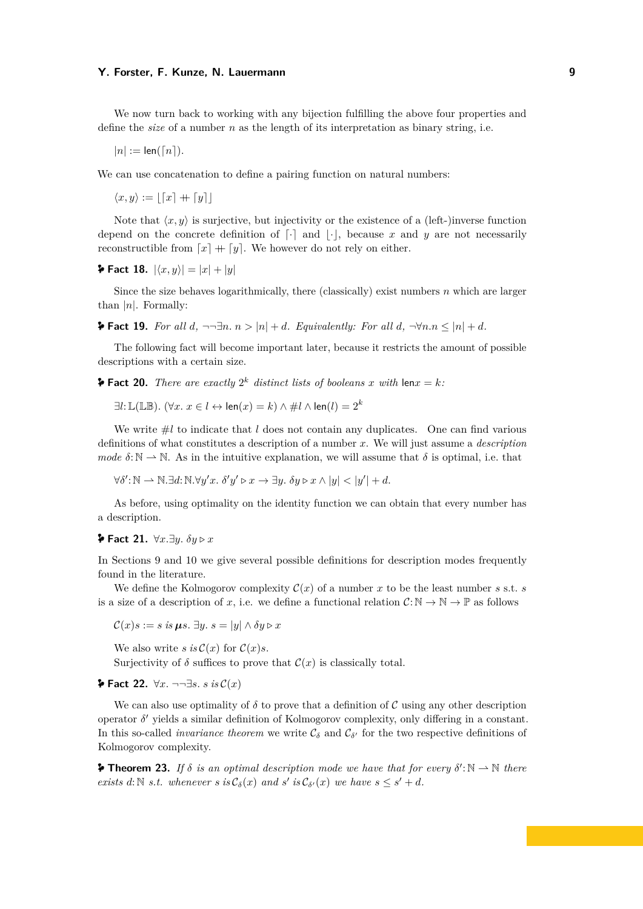We now turn back to working with any bijection fulfilling the above four properties and define the *size* of a number $n$ as the length of its interpretation as binary string, i.e.

$$|n| := \mathsf{len}(\lceil n \rceil).$$

We can use concatenation to define a pairing function on natural numbers:

$$\langle x, y \rangle := \lfloor \lceil x \rceil +\!\!+ \lceil y \rceil \rfloor$$

Note that $\langle x, y \rangle$ is surjective, but injectivity or the existence of a (left-)inverse function depend on the concrete definition of $\lceil \cdot \rceil$ and $\lfloor \cdot \rfloor$, because $x$ and $y$ are not necessarily reconstructible from $\lceil x \rceil +\!\!+ \lceil y \rceil$. We however do not rely on either.

**Fact 18.** $|\langle x, y \rangle| = |x| + |y|$

Since the size behaves logarithmically, there (classically) exist numbers $n$ which are larger than $|n|$. Formally:

**Fact 19.** *For all $d$, $\neg\neg\exists n.\ n > |n| + d$. Equivalently: For all $d$, $\neg\forall n. n \le |n| + d$.*

The following fact will become important later, because it restricts the amount of possible descriptions with a certain size.

**Fact 20.** *There are exactly $2^k$ distinct lists of booleans $x$ with $\mathsf{len} x = k$:*

$$\exists l{:}\, \mathbb{L}(\mathbb{LB}).\ (\forall x.\ x \in l \leftrightarrow \mathsf{len}(x) = k) \wedge \# l \wedge \mathsf{len}(l) = 2^k$$

We write $\# l$ to indicate that $l$ does not contain any duplicates. One can find various definitions of what constitutes a description of a number $x$. We will just assume a *description mode* $\delta{:}\, \mathbb{N} \rightharpoonup \mathbb{N}$. As in the intuitive explanation, we will assume that $\delta$ is optimal, i.e. that

$$\forall \delta'{:}\, \mathbb{N} \rightharpoonup \mathbb{N}. \exists d{:}\, \mathbb{N}. \forall y' x.\ \delta' y' \triangleright x \rightarrow \exists y.\ \delta y \triangleright x \wedge |y| < |y'| + d.$$

As before, using optimality on the identity function we can obtain that every number has a description.

**Fact 21.** $\forall x. \exists y.\ \delta y \triangleright x$

In Sections 9 and 10 we give several possible definitions for description modes frequently found in the literature.

We define the Kolmogorov complexity $\mathcal{C}(x)$ of a number $x$ to be the least number $s$ s.t. $s$ is a size of a description of $x$, i.e. we define a functional relation $\mathcal{C}{:}\, \mathbb{N} \to \mathbb{N} \to \mathbb{P}$ as follows

$$\mathcal{C}(x)s := s \text{ is } \boldsymbol{\mu} s.\ \exists y.\ s = |y| \wedge \delta y \triangleright x$$

We also write $s \text{ is } \mathcal{C}(x)$ for $\mathcal{C}(x)s$.

Surjectivity of $\delta$ suffices to prove that $\mathcal{C}(x)$ is classically total.

**Fact 22.** $\forall x.\ \neg\neg\exists s.\ s \text{ is } \mathcal{C}(x)$

We can also use optimality of $\delta$ to prove that a definition of $\mathcal{C}$ using any other description operator $\delta'$ yields a similar definition of Kolmogorov complexity, only differing in a constant. In this so-called *invariance theorem* we write $\mathcal{C}_\delta$ and $\mathcal{C}_{\delta'}$ for the two respective definitions of Kolmogorov complexity.

**Theorem 23.** *If $\delta$ is an optimal description mode we have that for every $\delta'{:}\, \mathbb{N} \rightharpoonup \mathbb{N}$ there exists $d{:}\, \mathbb{N}$ s.t. whenever $s \text{ is } \mathcal{C}_\delta(x)$ and $s' \text{ is } \mathcal{C}_{\delta'}(x)$ we have $s \le s' + d$.*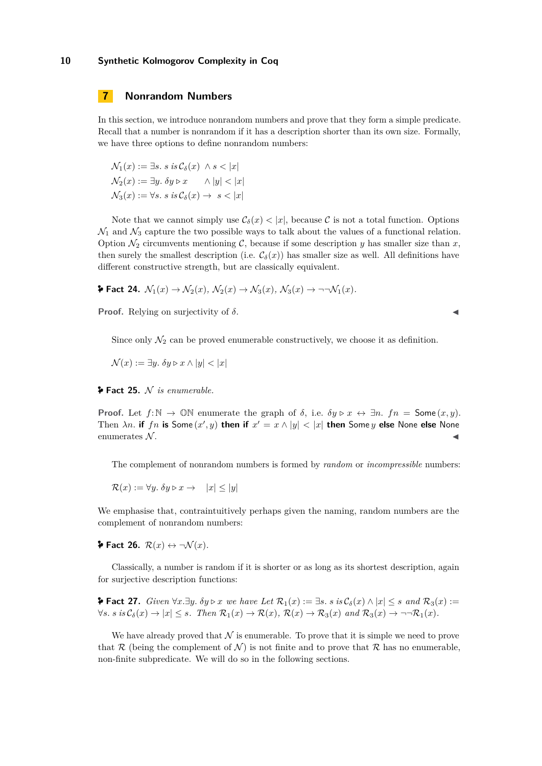## 7 Nonrandom Numbers

In this section, we introduce nonrandom numbers and prove that they form a simple predicate. Recall that a number is nonrandom if it has a description shorter than its own size. Formally, we have three options to define nonrandom numbers:

$$\mathcal{N}_1(x) := \exists s.\ s \text{ is } \mathcal{C}_\delta(x) \ \wedge s < |x|$$
$$\mathcal{N}_2(x) := \exists y.\ \delta y \triangleright x \quad \wedge |y| < |x|$$
$$\mathcal{N}_3(x) := \forall s.\ s \text{ is } \mathcal{C}_\delta(x) \rightarrow \ s < |x|$$

Note that we cannot simply use $\mathcal{C}_\delta(x) < |x|$, because $\mathcal{C}$ is not a total function. Options $\mathcal{N}_1$ and $\mathcal{N}_3$ capture the two possible ways to talk about the values of a functional relation. Option $\mathcal{N}_2$ circumvents mentioning $\mathcal{C}$, because if some description $y$ has smaller size than $x$, then surely the smallest description (i.e. $\mathcal{C}_\delta(x)$) has smaller size as well. All definitions have different constructive strength, but are classically equivalent.

**Fact 24.** $\mathcal{N}_1(x) \rightarrow \mathcal{N}_2(x)$, $\mathcal{N}_2(x) \rightarrow \mathcal{N}_3(x)$, $\mathcal{N}_3(x) \rightarrow \neg\neg\mathcal{N}_1(x)$.

**Proof.** Relying on surjectivity of $\delta$. ◀

Since only $\mathcal{N}_2$ can be proved enumerable constructively, we choose it as definition.

$$\mathcal{N}(x) := \exists y.\ \delta y \triangleright x \wedge |y| < |x|$$

**Fact 25.** *$\mathcal{N}$ is enumerable.*

**Proof.** Let $f : \mathbb{N} \rightarrow \mathbb{O}\mathbb{N}$ enumerate the graph of $\delta$, i.e. $\delta y \triangleright x \leftrightarrow \exists n.\ fn = \mathsf{Some}\,(x, y)$. Then $\lambda n.$ **if** $fn$ **is** $\mathsf{Some}\,(x', y)$ **then if** $x' = x \wedge |y| < |x|$ **then** $\mathsf{Some}\,y$ **else** $\mathsf{None}$ **else** $\mathsf{None}$ enumerates $\mathcal{N}$. ◀

The complement of nonrandom numbers is formed by *random* or *incompressible* numbers:

$$\mathcal{R}(x) := \forall y.\ \delta y \triangleright x \rightarrow \quad |x| \leq |y|$$

We emphasise that, contraintuitively perhaps given the naming, random numbers are the complement of nonrandom numbers:

**Fact 26.** $\mathcal{R}(x) \leftrightarrow \neg\mathcal{N}(x)$.

Classically, a number is random if it is shorter or as long as its shortest description, again for surjective description functions:

**Fact 27.** *Given $\forall x.\exists y.\ \delta y \triangleright x$ we have Let $\mathcal{R}_1(x) := \exists s.\ s \text{ is } \mathcal{C}_\delta(x) \wedge |x| \leq s$ and $\mathcal{R}_3(x) := \forall s.\ s \text{ is } \mathcal{C}_\delta(x) \rightarrow |x| \leq s$. Then $\mathcal{R}_1(x) \rightarrow \mathcal{R}(x)$, $\mathcal{R}(x) \rightarrow \mathcal{R}_3(x)$ and $\mathcal{R}_3(x) \rightarrow \neg\neg\mathcal{R}_1(x)$.*

We have already proved that $\mathcal{N}$ is enumerable. To prove that it is simple we need to prove that $\mathcal{R}$ (being the complement of $\mathcal{N}$) is not finite and to prove that $\mathcal{R}$ has no enumerable, non-finite subpredicate. We will do so in the following sections.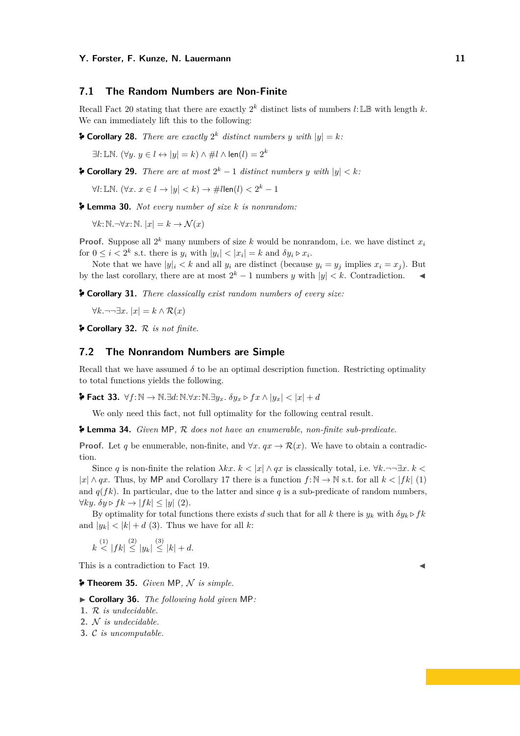## 7.1 The Random Numbers are Non-Finite

Recall Fact 20 stating that there are exactly $2^k$ distinct lists of numbers $l{:}\,\mathbb{LB}$ with length $k$. We can immediately lift this to the following:

**Corollary 28.** *There are exactly $2^k$ distinct numbers $y$ with $|y| = k$:*

$$\exists l{:}\,\mathbb{LN}.\ (\forall y.\ y \in l \leftrightarrow |y| = k) \wedge \#l \wedge \mathsf{len}(l) = 2^k$$

**Corollary 29.** *There are at most $2^k - 1$ distinct numbers $y$ with $|y| < k$:*

$$\forall l{:}\,\mathbb{LN}.\ (\forall x.\ x \in l \rightarrow |y| < k) \rightarrow \#l \mathsf{len}(l) < 2^k - 1$$

**Lemma 30.** *Not every number of size $k$ is nonrandom:*

$$\forall k{:}\,\mathbb{N}. \neg \forall x{:}\,\mathbb{N}.\ |x| = k \rightarrow \mathcal{N}(x)$$

**Proof.** Suppose all $2^k$ many numbers of size $k$ would be nonrandom, i.e. we have distinct $x_i$ for $0 \leq i < 2^k$ s.t. there is $y_i$ with $|y_i| < |x_i| = k$ and $\delta y_i \triangleright x_i$.

Note that we have $|y|_i < k$ and all $y_i$ are distinct (because $y_i = y_j$ implies $x_i = x_j$). But by the last corollary, there are at most $2^k - 1$ numbers $y$ with $|y| < k$. Contradiction. ◀

**Corollary 31.** *There classically exist random numbers of every size:*

$$\forall k. \neg\neg \exists x.\ |x| = k \wedge \mathcal{R}(x)$$

**Corollary 32.** *$\mathcal{R}$ is not finite.*

## 7.2 The Nonrandom Numbers are Simple

Recall that we have assumed $\delta$ to be an optimal description function. Restricting optimality to total functions yields the following.

**Fact 33.** $\forall f{:}\,\mathbb{N} \rightarrow \mathbb{N}. \exists d{:}\,\mathbb{N}. \forall x{:}\,\mathbb{N}. \exists y_x.\ \delta y_x \triangleright f x \wedge |y_x| < |x| + d$

We only need this fact, not full optimality for the following central result.

**Lemma 34.** *Given* MP*, $\mathcal{R}$ does not have an enumerable, non-finite sub-predicate.*

**Proof.** Let $q$ be enumerable, non-finite, and $\forall x.\ qx \rightarrow \mathcal{R}(x)$. We have to obtain a contradiction.

Since $q$ is non-finite the relation $\lambda kx.\ k < |x| \wedge qx$ is classically total, i.e. $\forall k. \neg\neg \exists x.\ k < |x| \wedge qx$. Thus, by MP and Corollary 17 there is a function $f{:}\,\mathbb{N} \rightarrow \mathbb{N}$ s.t. for all $k < |fk|$ (1) and $q(fk)$. In particular, due to the latter and since $q$ is a sub-predicate of random numbers, $\forall ky.\ \delta y \triangleright fk \rightarrow |fk| \leq |y|$ (2).

By optimality for total functions there exists $d$ such that for all $k$ there is $y_k$ with $\delta y_k \triangleright fk$ and $|y_k| < |k| + d$ (3). Thus we have for all $k$:

$$k \overset{(1)}{<} |fk| \overset{(2)}{\leq} |y_k| \overset{(3)}{\leq} |k| + d.$$

This is a contradiction to Fact 19. ◀

**Theorem 35.** *Given* MP*, $\mathcal{N}$ is simple.*

**Corollary 36.** *The following hold given* MP*:*

1. *$\mathcal{R}$ is undecidable.*
2. *$\mathcal{N}$ is undecidable.*
3. *$\mathcal{C}$ is uncomputable.*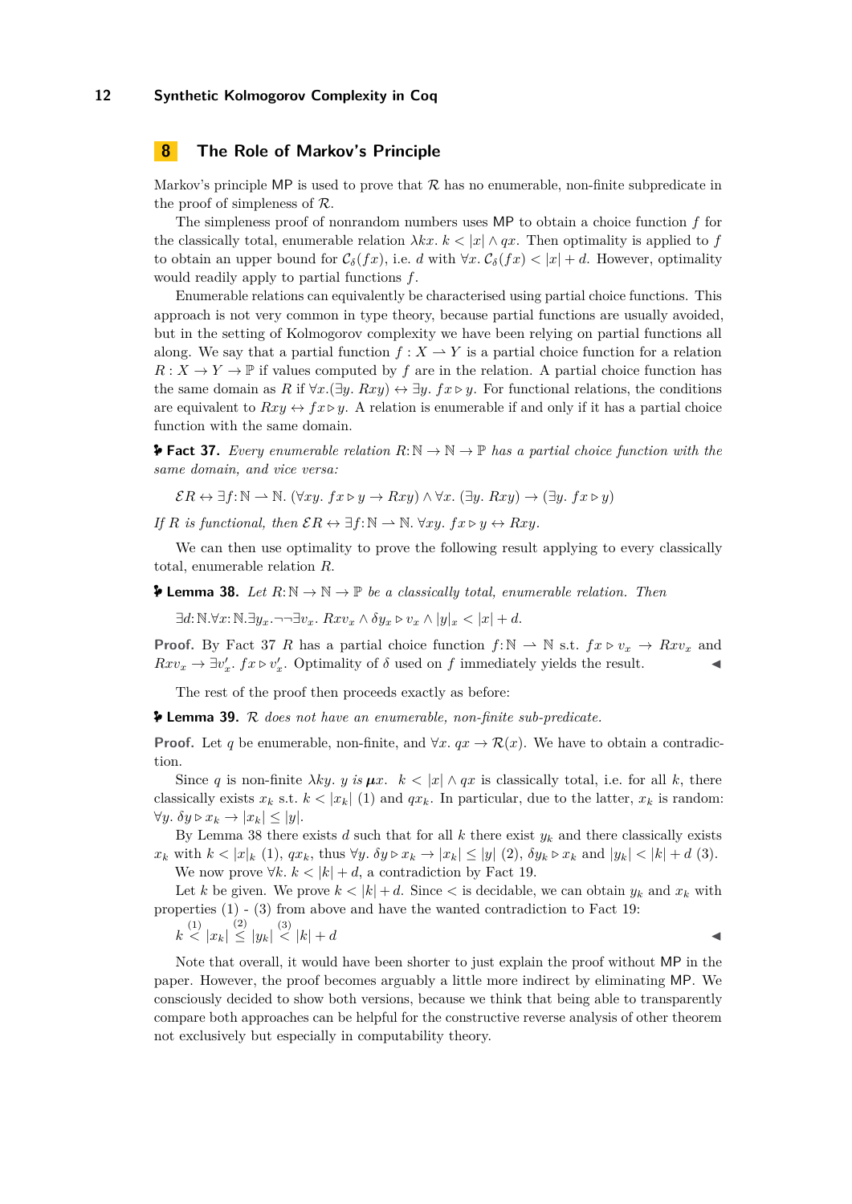## 8 The Role of Markov's Principle

Markov's principle MP is used to prove that $\mathcal{R}$ has no enumerable, non-finite subpredicate in the proof of simpleness of $\mathcal{R}$.

The simpleness proof of nonrandom numbers uses MP to obtain a choice function $f$ for the classically total, enumerable relation $\lambda kx.\ k < |x| \land qx$. Then optimality is applied to $f$ to obtain an upper bound for $\mathcal{C}_\delta(fx)$, i.e. $d$ with $\forall x.\ \mathcal{C}_\delta(fx) < |x| + d$. However, optimality would readily apply to partial functions $f$.

Enumerable relations can equivalently be characterised using partial choice functions. This approach is not very common in type theory, because partial functions are usually avoided, but in the setting of Kolmogorov complexity we have been relying on partial functions all along. We say that a partial function $f : X \rightharpoonup Y$ is a partial choice function for a relation $R : X \to Y \to \mathbb{P}$ if values computed by $f$ are in the relation. A partial choice function has the same domain as $R$ if $\forall x.(\exists y.\ Rxy) \leftrightarrow \exists y.\ fx \triangleright y$. For functional relations, the conditions are equivalent to $Rxy \leftrightarrow fx \triangleright y$. A relation is enumerable if and only if it has a partial choice function with the same domain.

**Fact 37.** *Every enumerable relation $R : \mathbb{N} \to \mathbb{N} \to \mathbb{P}$ has a partial choice function with the same domain, and vice versa:*

$$\mathcal{E}R \leftrightarrow \exists f : \mathbb{N} \rightharpoonup \mathbb{N}.\ (\forall xy.\ fx \triangleright y \to Rxy) \land \forall x.\ (\exists y.\ Rxy) \to (\exists y.\ fx \triangleright y)$$

*If $R$ is functional, then $\mathcal{E}R \leftrightarrow \exists f : \mathbb{N} \rightharpoonup \mathbb{N}.\ \forall xy.\ fx \triangleright y \leftrightarrow Rxy$.*

We can then use optimality to prove the following result applying to every classically total, enumerable relation $R$.

**Lemma 38.** *Let $R : \mathbb{N} \to \mathbb{N} \to \mathbb{P}$ be a classically total, enumerable relation. Then*

$$\exists d : \mathbb{N}. \forall x : \mathbb{N}. \exists y_x. \neg\neg\exists v_x.\ Rxv_x \land \delta y_x \triangleright v_x \land |y|_x < |x| + d.$$

**Proof.** By Fact 37 $R$ has a partial choice function $f : \mathbb{N} \rightharpoonup \mathbb{N}$ s.t. $fx \triangleright v_x \to Rxv_x$ and $Rxv_x \to \exists v'_x.\ fx \triangleright v'_x$. Optimality of $\delta$ used on $f$ immediately yields the result. ◀

The rest of the proof then proceeds exactly as before:

**Lemma 39.** *$\mathcal{R}$ does not have an enumerable, non-finite sub-predicate.*

**Proof.** Let $q$ be enumerable, non-finite, and $\forall x.\ qx \to \mathcal{R}(x)$. We have to obtain a contradiction.

Since $q$ is non-finite $\lambda ky.\ y$ *is* $\boldsymbol{\mu}x.\ k < |x| \land qx$ is classically total, i.e. for all $k$, there classically exists $x_k$ s.t. $k < |x_k|$ (1) and $qx_k$. In particular, due to the latter, $x_k$ is random: $\forall y.\ \delta y \triangleright x_k \to |x_k| \leq |y|$.

By Lemma 38 there exists $d$ such that for all $k$ there exist $y_k$ and there classically exists $x_k$ with $k < |x|_k$ (1), $qx_k$, thus $\forall y.\ \delta y \triangleright x_k \to |x_k| \leq |y|$ (2), $\delta y_k \triangleright x_k$ and $|y_k| < |k| + d$ (3).

We now prove $\forall k.\ k < |k| + d$, a contradiction by Fact 19.

Let $k$ be given. We prove $k < |k| + d$. Since $<$ is decidable, we can obtain $y_k$ and $x_k$ with properties (1) - (3) from above and have the wanted contradiction to Fact 19:

$$k \overset{(1)}{<} |x_k| \overset{(2)}{\leq} |y_k| \overset{(3)}{<} |k| + d$$ ◀

Note that overall, it would have been shorter to just explain the proof without MP in the paper. However, the proof becomes arguably a little more indirect by eliminating MP. We consciously decided to show both versions, because we think that being able to transparently compare both approaches can be helpful for the constructive reverse analysis of other theorem not exclusively but especially in computability theory.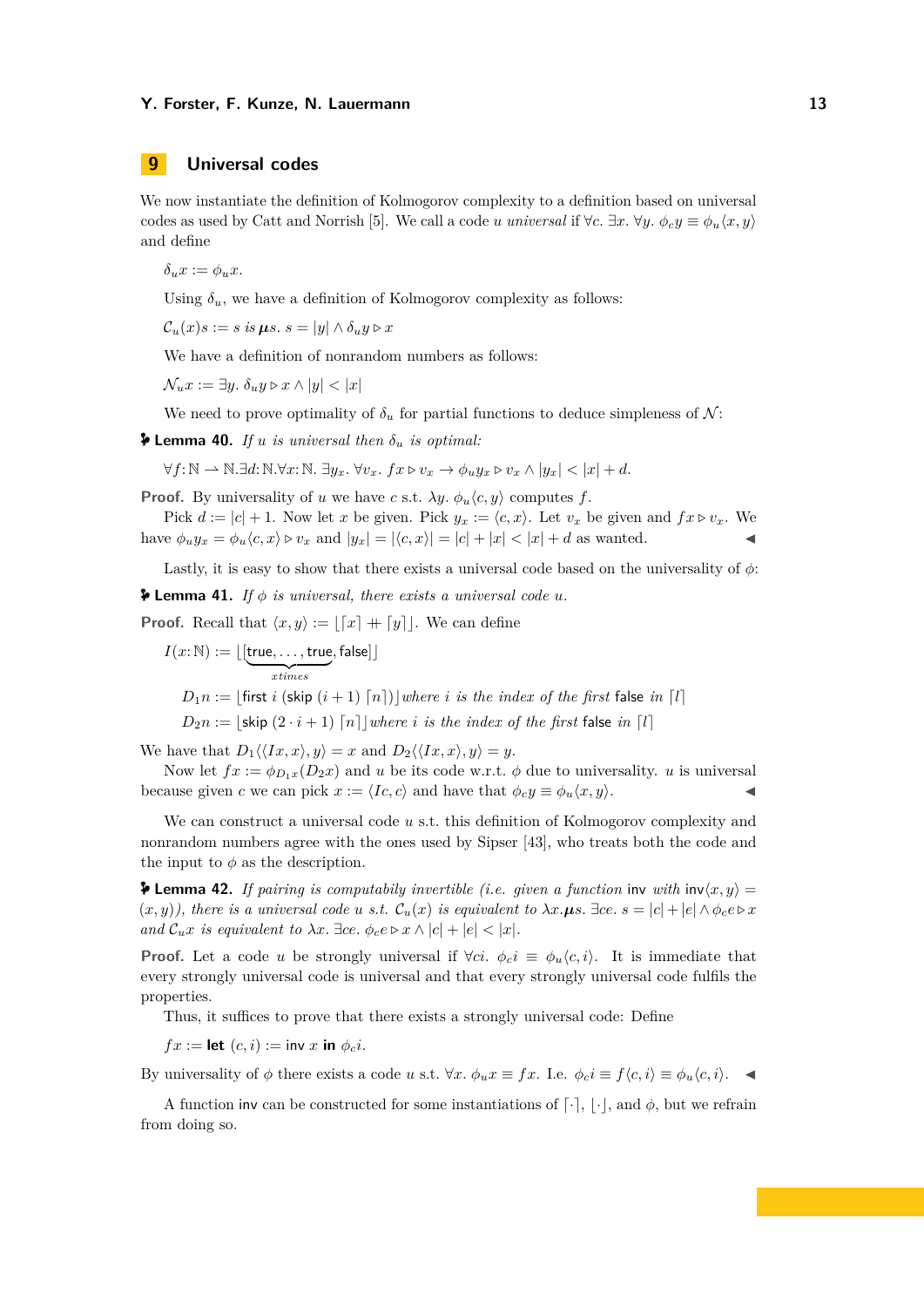## 9 Universal codes

We now instantiate the definition of Kolmogorov complexity to a definition based on universal codes as used by Catt and Norrish [5]. We call a code $u$ *universal* if $\forall c.\ \exists x.\ \forall y.\ \phi_c y \equiv \phi_u\langle x, y\rangle$ and define

$\delta_u x := \phi_u x.$

Using $\delta_u$, we have a definition of Kolmogorov complexity as follows:

$\mathcal{C}_u(x)s := s \textit{ is } \boldsymbol{\mu} s.\ s = |y| \wedge \delta_u y \triangleright x$

We have a definition of nonrandom numbers as follows:

$\mathcal{N}_u x := \exists y.\ \delta_u y \triangleright x \wedge |y| < |x|$

We need to prove optimality of $\delta_u$ for partial functions to deduce simpleness of $\mathcal{N}$:

**Lemma 40.** *If $u$ is universal then $\delta_u$ is optimal:*

$\forall f\colon \mathbb{N} \rightharpoonup \mathbb{N}. \exists d\colon \mathbb{N}. \forall x\colon \mathbb{N}.\ \exists y_x.\ \forall v_x.\ f x \triangleright v_x \to \phi_u y_x \triangleright v_x \wedge |y_x| < |x| + d.$

**Proof.** By universality of $u$ we have $c$ s.t. $\lambda y.\ \phi_u\langle c, y\rangle$ computes $f$.

Pick $d := |c| + 1$. Now let $x$ be given. Pick $y_x := \langle c, x\rangle$. Let $v_x$ be given and $f x \triangleright v_x$. We have $\phi_u y_x = \phi_u\langle c, x\rangle \triangleright v_x$ and $|y_x| = |\langle c, x\rangle| = |c| + |x| < |x| + d$ as wanted. ◀

Lastly, it is easy to show that there exists a universal code based on the universality of $\phi$:

**Lemma 41.** *If $\phi$ is universal, there exists a universal code $u$.*

**Proof.** Recall that $\langle x, y\rangle := \lfloor \lceil x \rceil +\!\!+ \lceil y \rceil \rfloor$. We can define

$I(x\colon \mathbb{N}) := \lfloor [\underbrace{\mathsf{true}, \ldots, \mathsf{true}}_{x\,times}, \mathsf{false}] \rfloor$

$D_1 n := \lfloor \mathsf{first}\ i\ (\mathsf{skip}\ (i+1)\ \lceil n \rceil) \rfloor$ *where $i$ is the index of the first* $\mathsf{false}$ *in* $\lceil l \rceil$

$D_2 n := \lfloor \mathsf{skip}\ (2 \cdot i + 1)\ \lceil n \rceil \rfloor$ *where $i$ is the index of the first* $\mathsf{false}$ *in* $\lceil l \rceil$

We have that $D_1\langle\langle Ix, x\rangle, y\rangle = x$ and $D_2\langle\langle Ix, x\rangle, y\rangle = y$.

Now let $f x := \phi_{D_1 x}(D_2 x)$ and $u$ be its code w.r.t. $\phi$ due to universality. $u$ is universal because given $c$ we can pick $x := \langle Ic, c\rangle$ and have that $\phi_c y \equiv \phi_u\langle x, y\rangle$. ◀

We can construct a universal code $u$ s.t. this definition of Kolmogorov complexity and nonrandom numbers agree with the ones used by Sipser [43], who treats both the code and the input to $\phi$ as the description.

**Lemma 42.** *If pairing is computabily invertible (i.e. given a function* $\mathsf{inv}$ *with* $\mathsf{inv}\langle x, y\rangle = (x, y)$*), there is a universal code $u$ s.t. $\mathcal{C}_u(x)$ is equivalent to $\lambda x.\boldsymbol{\mu} s.\ \exists ce.\ s = |c| + |e| \wedge \phi_c e \triangleright x$ and $\mathcal{C}_u x$ is equivalent to $\lambda x.\ \exists ce.\ \phi_c e \triangleright x \wedge |c| + |e| < |x|$.*

**Proof.** Let a code $u$ be strongly universal if $\forall ci.\ \phi_c i \equiv \phi_u\langle c, i\rangle$. It is immediate that every strongly universal code is universal and that every strongly universal code fulfils the properties.

Thus, it suffices to prove that there exists a strongly universal code: Define

$f x := \textbf{let}\ (c, i) := \mathsf{inv}\ x\ \textbf{in}\ \phi_c i.$

By universality of $\phi$ there exists a code $u$ s.t. $\forall x.\ \phi_u x \equiv f x$. I.e. $\phi_c i \equiv f\langle c, i\rangle \equiv \phi_u\langle c, i\rangle$. ◀

A function $\mathsf{inv}$ can be constructed for some instantiations of $\lceil\cdot\rceil$, $\lfloor\cdot\rfloor$, and $\phi$, but we refrain from doing so.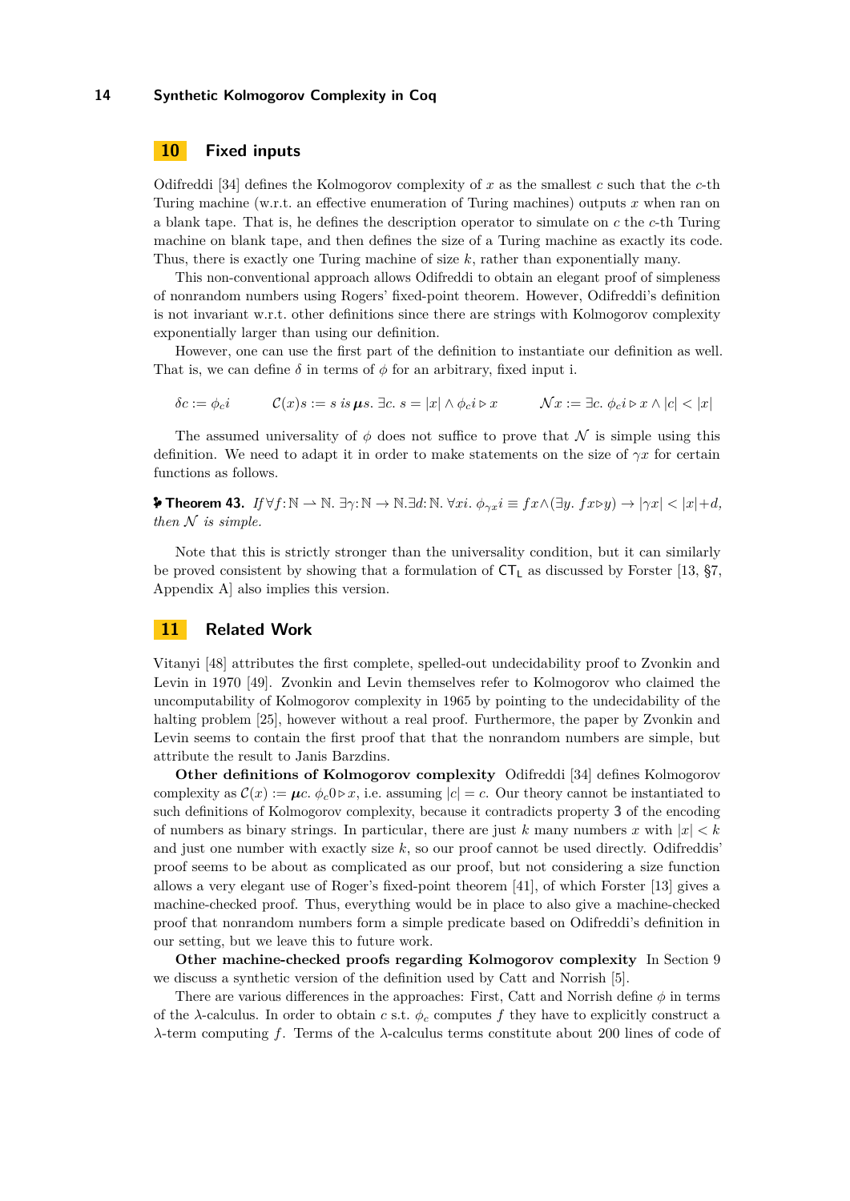## 10 Fixed inputs

Odifreddi [34] defines the Kolmogorov complexity of $x$ as the smallest $c$ such that the $c$-th Turing machine (w.r.t. an effective enumeration of Turing machines) outputs $x$ when ran on a blank tape. That is, he defines the description operator to simulate on $c$ the $c$-th Turing machine on blank tape, and then defines the size of a Turing machine as exactly its code. Thus, there is exactly one Turing machine of size $k$, rather than exponentially many.

This non-conventional approach allows Odifreddi to obtain an elegant proof of simpleness of nonrandom numbers using Rogers' fixed-point theorem. However, Odifreddi's definition is not invariant w.r.t. other definitions since there are strings with Kolmogorov complexity exponentially larger than using our definition.

However, one can use the first part of the definition to instantiate our definition as well. That is, we can define $\delta$ in terms of $\phi$ for an arbitrary, fixed input i.

$$\delta c := \phi_c i \qquad \mathcal{C}(x)s := s \text{ is } \boldsymbol{\mu} s.\ \exists c.\ s = |x| \wedge \phi_c i \triangleright x \qquad \mathcal{N}x := \exists c.\ \phi_c i \triangleright x \wedge |c| < |x|$$

The assumed universality of $\phi$ does not suffice to prove that $\mathcal{N}$ is simple using this definition. We need to adapt it in order to make statements on the size of $\gamma x$ for certain functions as follows.

**Theorem 43.** *If* $\forall f\colon \mathbb{N} \rightharpoonup \mathbb{N}.\ \exists \gamma\colon \mathbb{N} \to \mathbb{N}. \exists d\colon \mathbb{N}.\ \forall x i.\ \phi_{\gamma x} i \equiv f x \wedge (\exists y.\ f x \triangleright y) \to |\gamma x| < |x| + d$*, then* $\mathcal{N}$ *is simple.*

Note that this is strictly stronger than the universality condition, but it can similarly be proved consistent by showing that a formulation of $\mathsf{CT}_\mathsf{L}$ as discussed by Forster [13, §7, Appendix A] also implies this version.

## 11 Related Work

Vitanyi [48] attributes the first complete, spelled-out undecidability proof to Zvonkin and Levin in 1970 [49]. Zvonkin and Levin themselves refer to Kolmogorov who claimed the uncomputability of Kolmogorov complexity in 1965 by pointing to the undecidability of the halting problem [25], however without a real proof. Furthermore, the paper by Zvonkin and Levin seems to contain the first proof that that the nonrandom numbers are simple, but attribute the result to Janis Barzdins.

**Other definitions of Kolmogorov complexity** Odifreddi [34] defines Kolmogorov complexity as $\mathcal{C}(x) := \boldsymbol{\mu} c.\ \phi_c 0 \triangleright x$, i.e. assuming $|c| = c$. Our theory cannot be instantiated to such definitions of Kolmogorov complexity, because it contradicts property **3** of the encoding of numbers as binary strings. In particular, there are just $k$ many numbers $x$ with $|x| < k$ and just one number with exactly size $k$, so our proof cannot be used directly. Odifreddis' proof seems to be about as complicated as our proof, but not considering a size function allows a very elegant use of Roger's fixed-point theorem [41], of which Forster [13] gives a machine-checked proof. Thus, everything would be in place to also give a machine-checked proof that nonrandom numbers form a simple predicate based on Odifreddi's definition in our setting, but we leave this to future work.

**Other machine-checked proofs regarding Kolmogorov complexity** In Section 9 we discuss a synthetic version of the definition used by Catt and Norrish [5].

There are various differences in the approaches: First, Catt and Norrish define $\phi$ in terms of the $\lambda$-calculus. In order to obtain $c$ s.t. $\phi_c$ computes $f$ they have to explicitly construct a $\lambda$-term computing $f$. Terms of the $\lambda$-calculus terms constitute about 200 lines of code of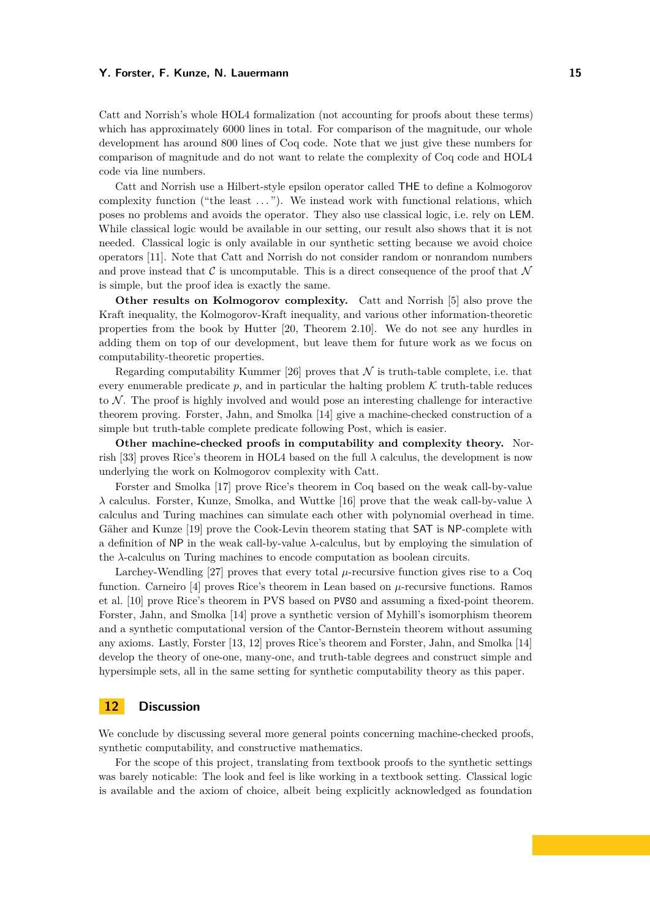Catt and Norrish's whole HOL4 formalization (not accounting for proofs about these terms) which has approximately 6000 lines in total. For comparison of the magnitude, our whole development has around 800 lines of Coq code. Note that we just give these numbers for comparison of magnitude and do not want to relate the complexity of Coq code and HOL4 code via line numbers.

Catt and Norrish use a Hilbert-style epsilon operator called THE to define a Kolmogorov complexity function ("the least ..."). We instead work with functional relations, which poses no problems and avoids the operator. They also use classical logic, i.e. rely on LEM. While classical logic would be available in our setting, our result also shows that it is not needed. Classical logic is only available in our synthetic setting because we avoid choice operators [11]. Note that Catt and Norrish do not consider random or nonrandom numbers and prove instead that $\mathcal{C}$ is uncomputable. This is a direct consequence of the proof that $\mathcal{N}$ is simple, but the proof idea is exactly the same.

**Other results on Kolmogorov complexity.** Catt and Norrish [5] also prove the Kraft inequality, the Kolmogorov-Kraft inequality, and various other information-theoretic properties from the book by Hutter [20, Theorem 2.10]. We do not see any hurdles in adding them on top of our development, but leave them for future work as we focus on computability-theoretic properties.

Regarding computability Kummer [26] proves that $\mathcal{N}$ is truth-table complete, i.e. that every enumerable predicate $p$, and in particular the halting problem $\mathcal{K}$ truth-table reduces to $\mathcal{N}$. The proof is highly involved and would pose an interesting challenge for interactive theorem proving. Forster, Jahn, and Smolka [14] give a machine-checked construction of a simple but truth-table complete predicate following Post, which is easier.

**Other machine-checked proofs in computability and complexity theory.** Norrish [33] proves Rice's theorem in HOL4 based on the full $\lambda$ calculus, the development is now underlying the work on Kolmogorov complexity with Catt.

Forster and Smolka [17] prove Rice's theorem in Coq based on the weak call-by-value $\lambda$ calculus. Forster, Kunze, Smolka, and Wuttke [16] prove that the weak call-by-value $\lambda$ calculus and Turing machines can simulate each other with polynomial overhead in time. Gäher and Kunze [19] prove the Cook-Levin theorem stating that SAT is NP-complete with a definition of NP in the weak call-by-value $\lambda$-calculus, but by employing the simulation of the $\lambda$-calculus on Turing machines to encode computation as boolean circuits.

Larchey-Wendling [27] proves that every total $\mu$-recursive function gives rise to a Coq function. Carneiro [4] proves Rice's theorem in Lean based on $\mu$-recursive functions. Ramos et al. [10] prove Rice's theorem in PVS based on PVS0 and assuming a fixed-point theorem. Forster, Jahn, and Smolka [14] prove a synthetic version of Myhill's isomorphism theorem and a synthetic computational version of the Cantor-Bernstein theorem without assuming any axioms. Lastly, Forster [13, 12] proves Rice's theorem and Forster, Jahn, and Smolka [14] develop the theory of one-one, many-one, and truth-table degrees and construct simple and hypersimple sets, all in the same setting for synthetic computability theory as this paper.

## 12 Discussion

We conclude by discussing several more general points concerning machine-checked proofs, synthetic computability, and constructive mathematics.

For the scope of this project, translating from textbook proofs to the synthetic settings was barely noticable: The look and feel is like working in a textbook setting. Classical logic is available and the axiom of choice, albeit being explicitly acknowledged as foundation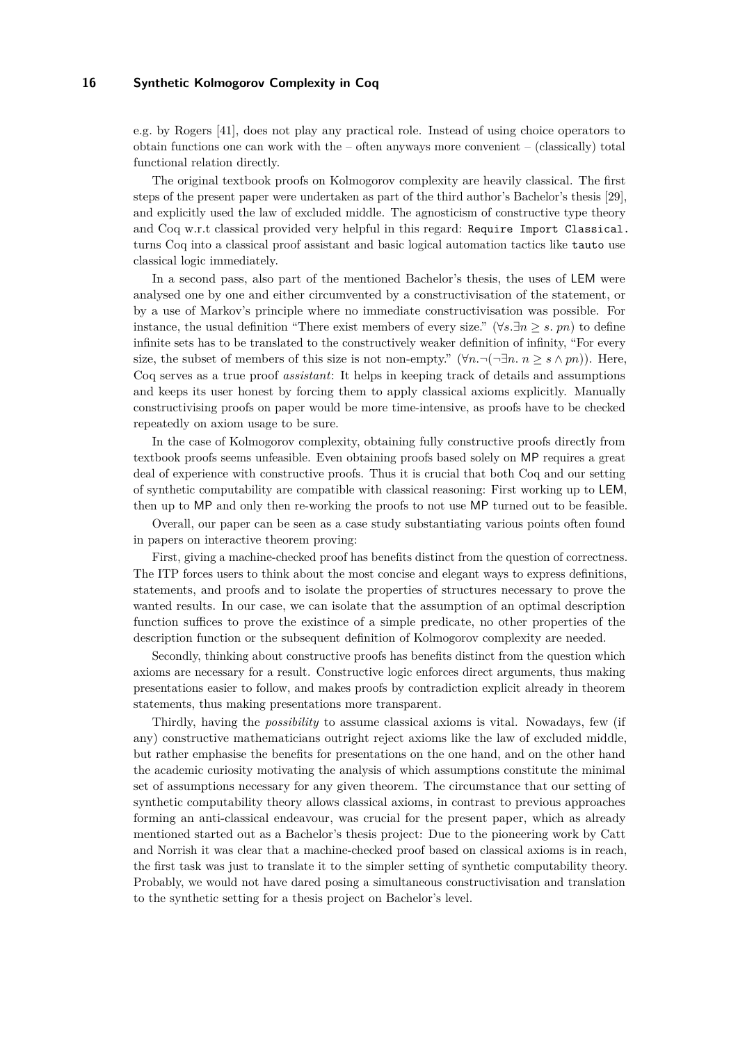e.g. by Rogers [41], does not play any practical role. Instead of using choice operators to obtain functions one can work with the – often anyways more convenient – (classically) total functional relation directly.

The original textbook proofs on Kolmogorov complexity are heavily classical. The first steps of the present paper were undertaken as part of the third author's Bachelor's thesis [29], and explicitly used the law of excluded middle. The agnosticism of constructive type theory and Coq w.r.t classical provided very helpful in this regard: `Require Import Classical.` turns Coq into a classical proof assistant and basic logical automation tactics like `tauto` use classical logic immediately.

In a second pass, also part of the mentioned Bachelor's thesis, the uses of LEM were analysed one by one and either circumvented by a constructivisation of the statement, or by a use of Markov's principle where no immediate constructivisation was possible. For instance, the usual definition "There exist members of every size." ($\forall s.\exists n \geq s.\ pn$) to define infinite sets has to be translated to the constructively weaker definition of infinity, "For every size, the subset of members of this size is not non-empty." ($\forall n.\neg(\neg\exists n.\ n \geq s \wedge pn)$). Here, Coq serves as a true proof *assistant*: It helps in keeping track of details and assumptions and keeps its user honest by forcing them to apply classical axioms explicitly. Manually constructivising proofs on paper would be more time-intensive, as proofs have to be checked repeatedly on axiom usage to be sure.

In the case of Kolmogorov complexity, obtaining fully constructive proofs directly from textbook proofs seems unfeasible. Even obtaining proofs based solely on MP requires a great deal of experience with constructive proofs. Thus it is crucial that both Coq and our setting of synthetic computability are compatible with classical reasoning: First working up to LEM, then up to MP and only then re-working the proofs to not use MP turned out to be feasible.

Overall, our paper can be seen as a case study substantiating various points often found in papers on interactive theorem proving:

First, giving a machine-checked proof has benefits distinct from the question of correctness. The ITP forces users to think about the most concise and elegant ways to express definitions, statements, and proofs and to isolate the properties of structures necessary to prove the wanted results. In our case, we can isolate that the assumption of an optimal description function suffices to prove the existince of a simple predicate, no other properties of the description function or the subsequent definition of Kolmogorov complexity are needed.

Secondly, thinking about constructive proofs has benefits distinct from the question which axioms are necessary for a result. Constructive logic enforces direct arguments, thus making presentations easier to follow, and makes proofs by contradiction explicit already in theorem statements, thus making presentations more transparent.

Thirdly, having the *possibility* to assume classical axioms is vital. Nowadays, few (if any) constructive mathematicians outright reject axioms like the law of excluded middle, but rather emphasise the benefits for presentations on the one hand, and on the other hand the academic curiosity motivating the analysis of which assumptions constitute the minimal set of assumptions necessary for any given theorem. The circumstance that our setting of synthetic computability theory allows classical axioms, in contrast to previous approaches forming an anti-classical endeavour, was crucial for the present paper, which as already mentioned started out as a Bachelor's thesis project: Due to the pioneering work by Catt and Norrish it was clear that a machine-checked proof based on classical axioms is in reach, the first task was just to translate it to the simpler setting of synthetic computability theory. Probably, we would not have dared posing a simultaneous constructivisation and translation to the synthetic setting for a thesis project on Bachelor's level.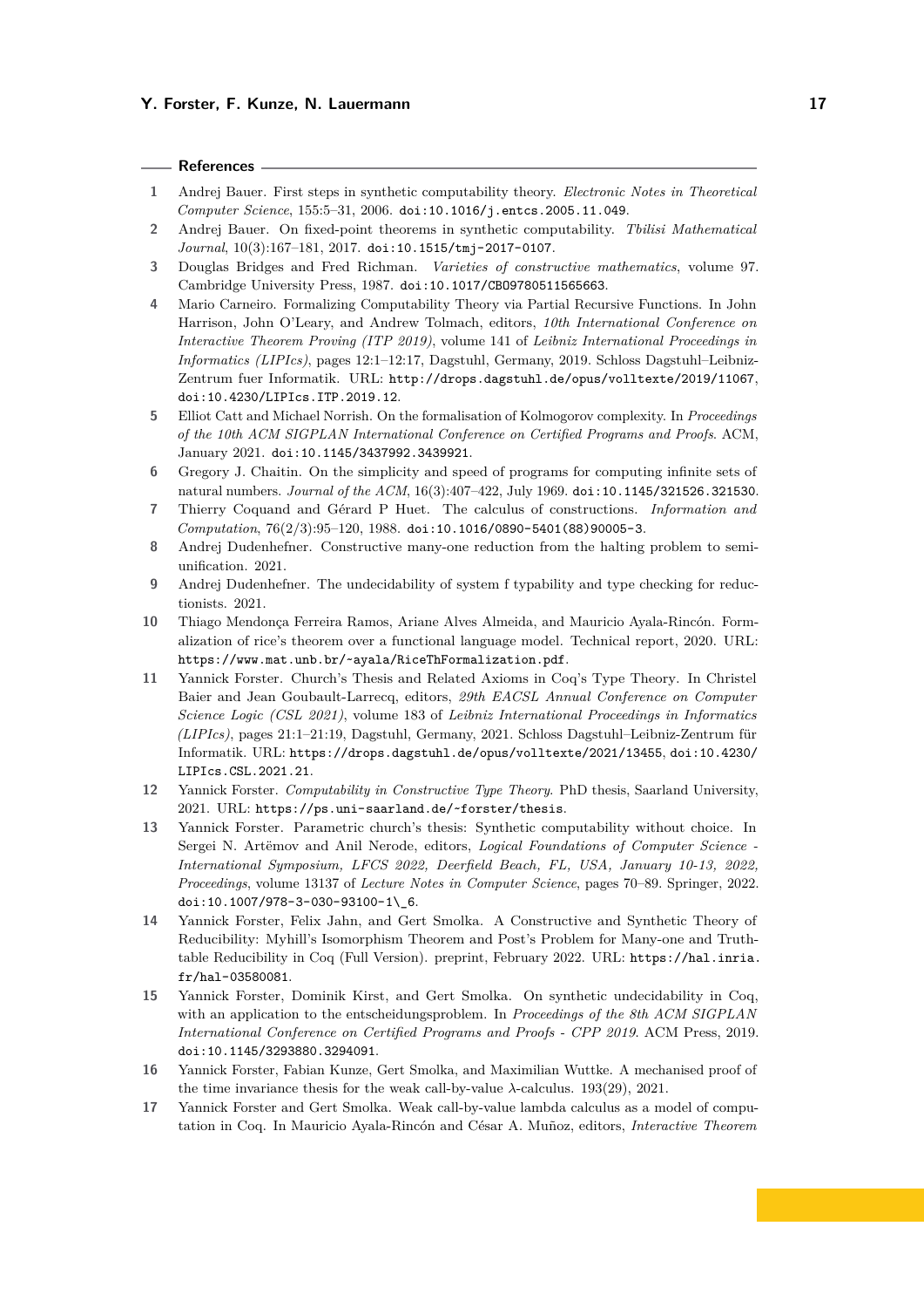## References

1. Andrej Bauer. First steps in synthetic computability theory. *Electronic Notes in Theoretical Computer Science*, 155:5–31, 2006. doi:10.1016/j.entcs.2005.11.049.
2. Andrej Bauer. On fixed-point theorems in synthetic computability. *Tbilisi Mathematical Journal*, 10(3):167–181, 2017. doi:10.1515/tmj-2017-0107.
3. Douglas Bridges and Fred Richman. *Varieties of constructive mathematics*, volume 97. Cambridge University Press, 1987. doi:10.1017/CBO9780511565663.
4. Mario Carneiro. Formalizing Computability Theory via Partial Recursive Functions. In John Harrison, John O'Leary, and Andrew Tolmach, editors, *10th International Conference on Interactive Theorem Proving (ITP 2019)*, volume 141 of *Leibniz International Proceedings in Informatics (LIPIcs)*, pages 12:1–12:17, Dagstuhl, Germany, 2019. Schloss Dagstuhl–Leibniz-Zentrum fuer Informatik. URL: http://drops.dagstuhl.de/opus/volltexte/2019/11067, doi:10.4230/LIPIcs.ITP.2019.12.
5. Elliot Catt and Michael Norrish. On the formalisation of Kolmogorov complexity. In *Proceedings of the 10th ACM SIGPLAN International Conference on Certified Programs and Proofs*. ACM, January 2021. doi:10.1145/3437992.3439921.
6. Gregory J. Chaitin. On the simplicity and speed of programs for computing infinite sets of natural numbers. *Journal of the ACM*, 16(3):407–422, July 1969. doi:10.1145/321526.321530.
7. Thierry Coquand and Gérard P Huet. The calculus of constructions. *Information and Computation*, 76(2/3):95–120, 1988. doi:10.1016/0890-5401(88)90005-3.
8. Andrej Dudenhefner. Constructive many-one reduction from the halting problem to semi-unification. 2021.
9. Andrej Dudenhefner. The undecidability of system f typability and type checking for reductionists. 2021.
10. Thiago Mendonça Ferreira Ramos, Ariane Alves Almeida, and Mauricio Ayala-Rincón. Formalization of rice's theorem over a functional language model. Technical report, 2020. URL: https://www.mat.unb.br/~ayala/RiceThFormalization.pdf.
11. Yannick Forster. Church's Thesis and Related Axioms in Coq's Type Theory. In Christel Baier and Jean Goubault-Larrecq, editors, *29th EACSL Annual Conference on Computer Science Logic (CSL 2021)*, volume 183 of *Leibniz International Proceedings in Informatics (LIPIcs)*, pages 21:1–21:19, Dagstuhl, Germany, 2021. Schloss Dagstuhl–Leibniz-Zentrum für Informatik. URL: https://drops.dagstuhl.de/opus/volltexte/2021/13455, doi:10.4230/LIPIcs.CSL.2021.21.
12. Yannick Forster. *Computability in Constructive Type Theory*. PhD thesis, Saarland University, 2021. URL: https://ps.uni-saarland.de/~forster/thesis.
13. Yannick Forster. Parametric church's thesis: Synthetic computability without choice. In Sergei N. Artëmov and Anil Nerode, editors, *Logical Foundations of Computer Science - International Symposium, LFCS 2022, Deerfield Beach, FL, USA, January 10-13, 2022, Proceedings*, volume 13137 of *Lecture Notes in Computer Science*, pages 70–89. Springer, 2022. doi:10.1007/978-3-030-93100-1\_6.
14. Yannick Forster, Felix Jahn, and Gert Smolka. A Constructive and Synthetic Theory of Reducibility: Myhill's Isomorphism Theorem and Post's Problem for Many-one and Truth-table Reducibility in Coq (Full Version). preprint, February 2022. URL: https://hal.inria.fr/hal-03580081.
15. Yannick Forster, Dominik Kirst, and Gert Smolka. On synthetic undecidability in Coq, with an application to the entscheidungsproblem. In *Proceedings of the 8th ACM SIGPLAN International Conference on Certified Programs and Proofs - CPP 2019*. ACM Press, 2019. doi:10.1145/3293880.3294091.
16. Yannick Forster, Fabian Kunze, Gert Smolka, and Maximilian Wuttke. A mechanised proof of the time invariance thesis for the weak call-by-value λ-calculus. 193(29), 2021.
17. Yannick Forster and Gert Smolka. Weak call-by-value lambda calculus as a model of computation in Coq. In Mauricio Ayala-Rincón and César A. Muñoz, editors, *Interactive Theorem*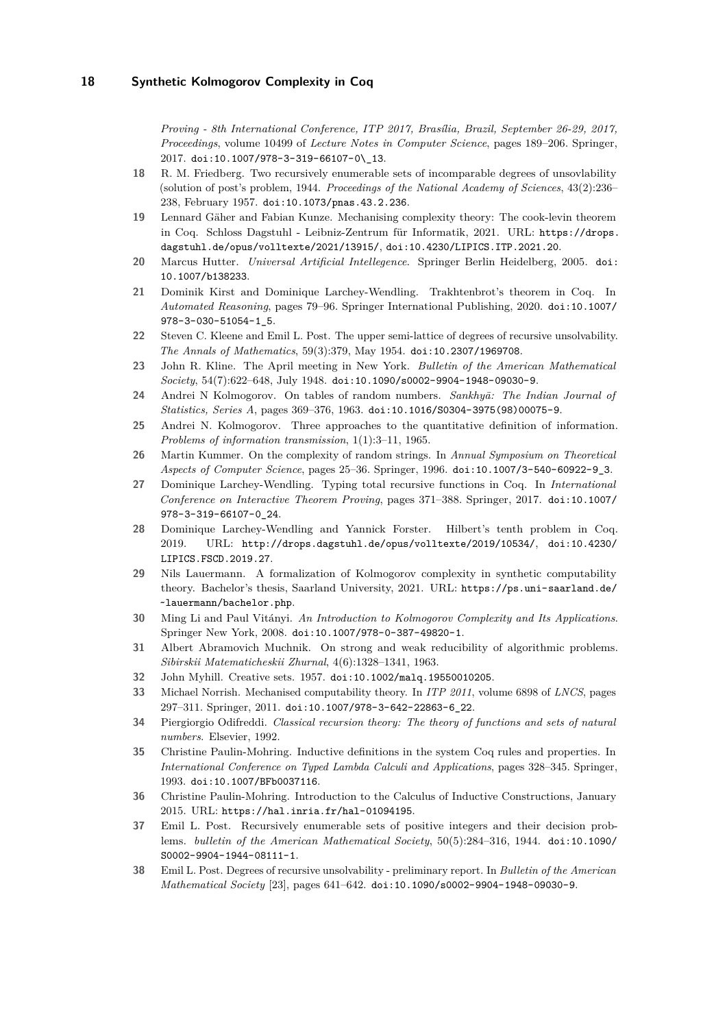*Proving - 8th International Conference, ITP 2017, Brasília, Brazil, September 26-29, 2017, Proceedings*, volume 10499 of *Lecture Notes in Computer Science*, pages 189–206. Springer, 2017. doi:10.1007/978-3-319-66107-0\_13.

**18** R. M. Friedberg. Two recursively enumerable sets of incomparable degrees of unsovlability (solution of post's problem, 1944. *Proceedings of the National Academy of Sciences*, 43(2):236–238, February 1957. doi:10.1073/pnas.43.2.236.

**19** Lennard Gäher and Fabian Kunze. Mechanising complexity theory: The cook-levin theorem in Coq. Schloss Dagstuhl - Leibniz-Zentrum für Informatik, 2021. URL: https://drops.dagstuhl.de/opus/volltexte/2021/13915/, doi:10.4230/LIPICS.ITP.2021.20.

**20** Marcus Hutter. *Universal Artificial Intellegence*. Springer Berlin Heidelberg, 2005. doi:10.1007/b138233.

**21** Dominik Kirst and Dominique Larchey-Wendling. Trakhtenbrot's theorem in Coq. In *Automated Reasoning*, pages 79–96. Springer International Publishing, 2020. doi:10.1007/978-3-030-51054-1_5.

**22** Steven C. Kleene and Emil L. Post. The upper semi-lattice of degrees of recursive unsolvability. *The Annals of Mathematics*, 59(3):379, May 1954. doi:10.2307/1969708.

**23** John R. Kline. The April meeting in New York. *Bulletin of the American Mathematical Society*, 54(7):622–648, July 1948. doi:10.1090/s0002-9904-1948-09030-9.

**24** Andrei N Kolmogorov. On tables of random numbers. *Sankhyā: The Indian Journal of Statistics, Series A*, pages 369–376, 1963. doi:10.1016/S0304-3975(98)00075-9.

**25** Andrei N. Kolmogorov. Three approaches to the quantitative definition of information. *Problems of information transmission*, 1(1):3–11, 1965.

**26** Martin Kummer. On the complexity of random strings. In *Annual Symposium on Theoretical Aspects of Computer Science*, pages 25–36. Springer, 1996. doi:10.1007/3-540-60922-9_3.

**27** Dominique Larchey-Wendling. Typing total recursive functions in Coq. In *International Conference on Interactive Theorem Proving*, pages 371–388. Springer, 2017. doi:10.1007/978-3-319-66107-0_24.

**28** Dominique Larchey-Wendling and Yannick Forster. Hilbert's tenth problem in Coq. 2019. URL: http://drops.dagstuhl.de/opus/volltexte/2019/10534/, doi:10.4230/LIPICS.FSCD.2019.27.

**29** Nils Lauermann. A formalization of Kolmogorov complexity in synthetic computability theory. Bachelor's thesis, Saarland University, 2021. URL: https://ps.uni-saarland.de/~lauermann/bachelor.php.

**30** Ming Li and Paul Vitányi. *An Introduction to Kolmogorov Complexity and Its Applications*. Springer New York, 2008. doi:10.1007/978-0-387-49820-1.

**31** Albert Abramovich Muchnik. On strong and weak reducibility of algorithmic problems. *Sibirskii Matematicheskii Zhurnal*, 4(6):1328–1341, 1963.

**32** John Myhill. Creative sets. 1957. doi:10.1002/malq.19550010205.

**33** Michael Norrish. Mechanised computability theory. In *ITP 2011*, volume 6898 of *LNCS*, pages 297–311. Springer, 2011. doi:10.1007/978-3-642-22863-6_22.

**34** Piergiorgio Odifreddi. *Classical recursion theory: The theory of functions and sets of natural numbers*. Elsevier, 1992.

**35** Christine Paulin-Mohring. Inductive definitions in the system Coq rules and properties. In *International Conference on Typed Lambda Calculi and Applications*, pages 328–345. Springer, 1993. doi:10.1007/BFb0037116.

**36** Christine Paulin-Mohring. Introduction to the Calculus of Inductive Constructions, January 2015. URL: https://hal.inria.fr/hal-01094195.

**37** Emil L. Post. Recursively enumerable sets of positive integers and their decision problems. *bulletin of the American Mathematical Society*, 50(5):284–316, 1944. doi:10.1090/S0002-9904-1944-08111-1.

**38** Emil L. Post. Degrees of recursive unsolvability - preliminary report. In *Bulletin of the American Mathematical Society* [23], pages 641–642. doi:10.1090/s0002-9904-1948-09030-9.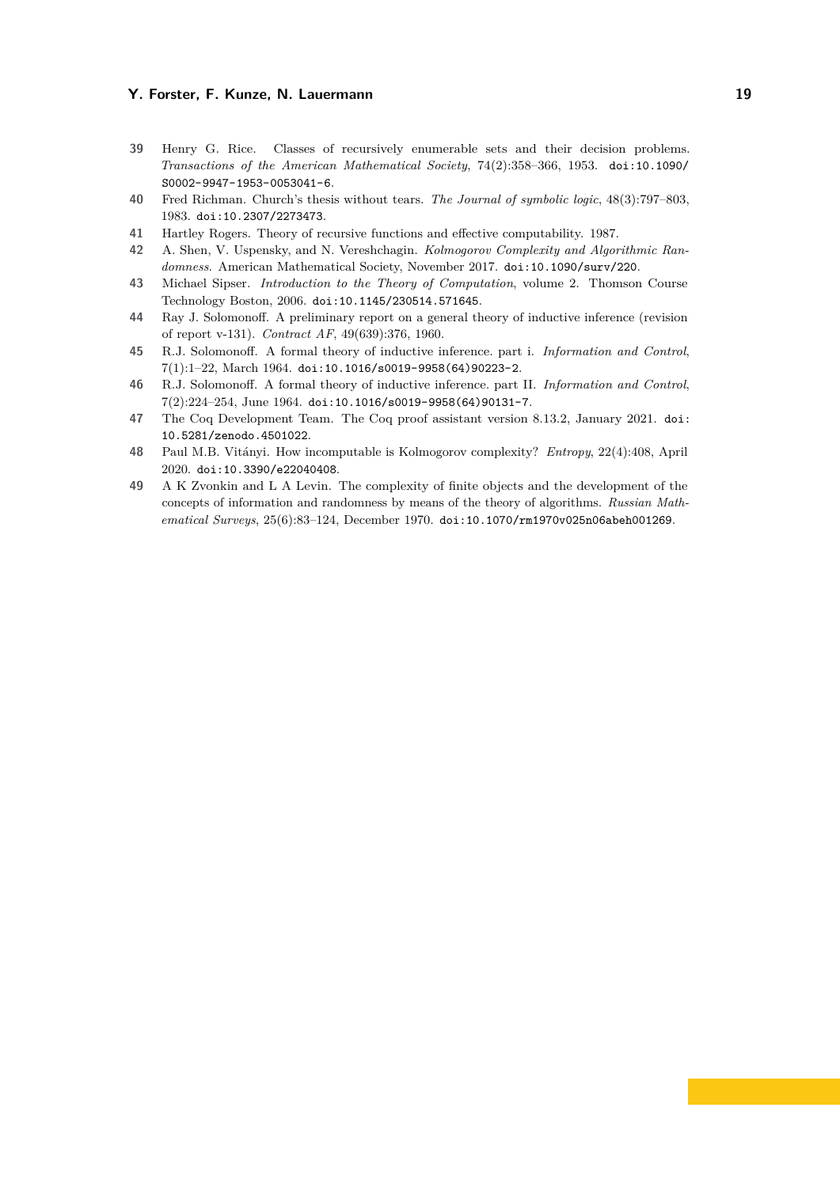39 Henry G. Rice. Classes of recursively enumerable sets and their decision problems. *Transactions of the American Mathematical Society*, 74(2):358–366, 1953. doi:10.1090/S0002-9947-1953-0053041-6.

40 Fred Richman. Church's thesis without tears. *The Journal of symbolic logic*, 48(3):797–803, 1983. doi:10.2307/2273473.

41 Hartley Rogers. Theory of recursive functions and effective computability. 1987.

42 A. Shen, V. Uspensky, and N. Vereshchagin. *Kolmogorov Complexity and Algorithmic Randomness*. American Mathematical Society, November 2017. doi:10.1090/surv/220.

43 Michael Sipser. *Introduction to the Theory of Computation*, volume 2. Thomson Course Technology Boston, 2006. doi:10.1145/230514.571645.

44 Ray J. Solomonoff. A preliminary report on a general theory of inductive inference (revision of report v-131). *Contract AF*, 49(639):376, 1960.

45 R.J. Solomonoff. A formal theory of inductive inference. part i. *Information and Control*, 7(1):1–22, March 1964. doi:10.1016/s0019-9958(64)90223-2.

46 R.J. Solomonoff. A formal theory of inductive inference. part II. *Information and Control*, 7(2):224–254, June 1964. doi:10.1016/s0019-9958(64)90131-7.

47 The Coq Development Team. The Coq proof assistant version 8.13.2, January 2021. doi:10.5281/zenodo.4501022.

48 Paul M.B. Vitányi. How incomputable is Kolmogorov complexity? *Entropy*, 22(4):408, April 2020. doi:10.3390/e22040408.

49 A K Zvonkin and L A Levin. The complexity of finite objects and the development of the concepts of information and randomness by means of the theory of algorithms. *Russian Mathematical Surveys*, 25(6):83–124, December 1970. doi:10.1070/rm1970v025n06abeh001269.